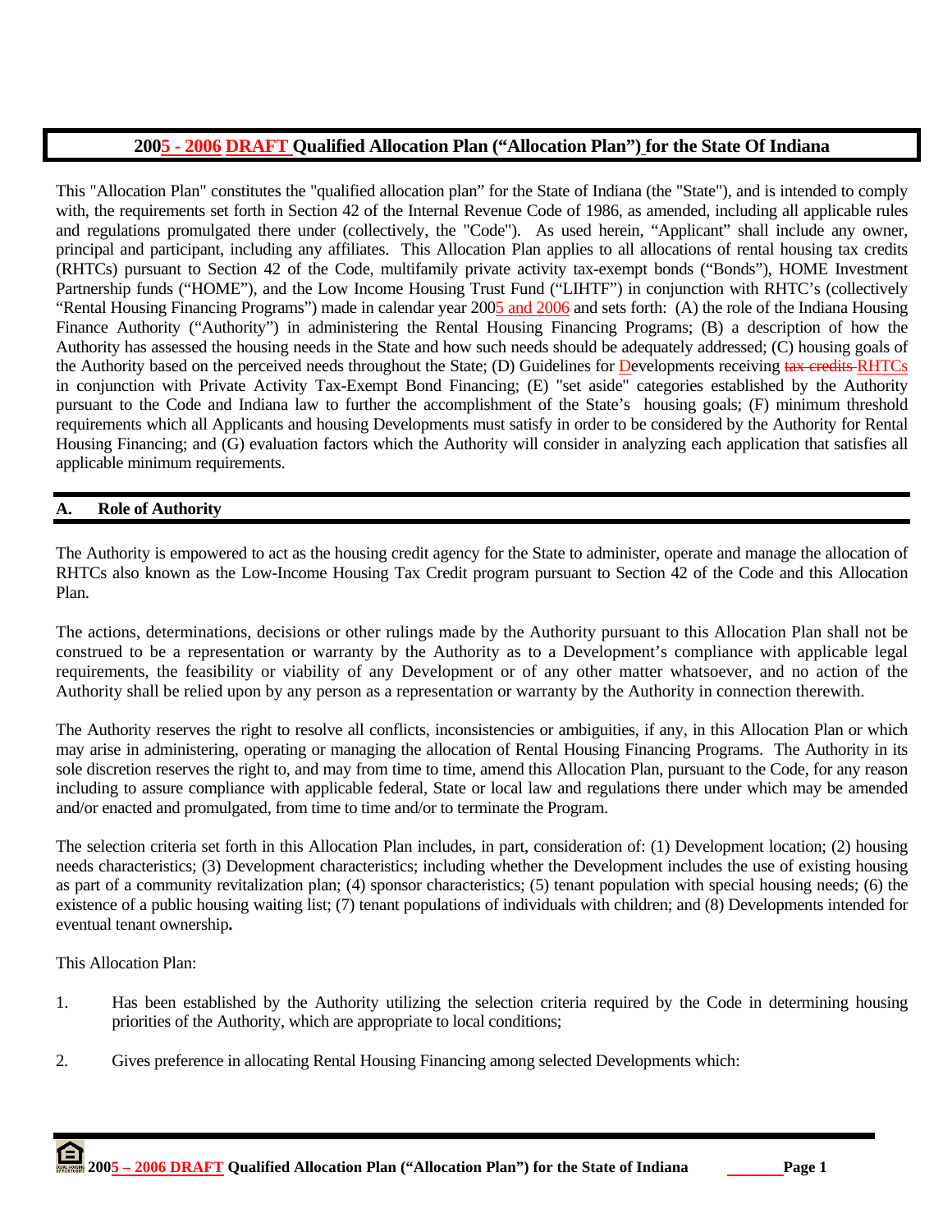# 2005 - 2006 DRAFT Qualified Allocation Plan ("Allocation Plan") for the State Of Indiana

This "Allocation Plan" constitutes the "qualified allocation plan" for the State of Indiana (the "State"), and is intended to comply with, the requirements set forth in Section 42 of the Internal Revenue Code of 1986, as amended, including all applicable rules and regulations promulgated there under (collectively, the "Code"). As used herein, "Applicant" shall include any owner, principal and participant, including any affiliates. This Allocation Plan applies to all allocations of rental housing tax credits (RHTCs) pursuant to Section 42 of the Code, multifamily private activity tax-exempt bonds ("Bonds"), HOME Investment Partnership funds ("HOME"), and the Low Income Housing Trust Fund ("LIHTF") in conjunction with RHTC's (collectively "Rental Housing Financing Programs") made in calendar year 2005 and 2006 and sets forth: (A) the role of the Indiana Housing Finance Authority ("Authority") in administering the Rental Housing Financing Programs; (B) a description of how the Authority has assessed the housing needs in the State and how such needs should be adequately addressed; (C) housing goals of the Authority based on the perceived needs throughout the State; (D) Guidelines for Developments receiving ~~tax credits~~ RHTCs in conjunction with Private Activity Tax-Exempt Bond Financing; (E) "set aside" categories established by the Authority pursuant to the Code and Indiana law to further the accomplishment of the State's housing goals; (F) minimum threshold requirements which all Applicants and housing Developments must satisfy in order to be considered by the Authority for Rental Housing Financing; and (G) evaluation factors which the Authority will consider in analyzing each application that satisfies all applicable minimum requirements.

## A. Role of Authority

The Authority is empowered to act as the housing credit agency for the State to administer, operate and manage the allocation of RHTCs also known as the Low-Income Housing Tax Credit program pursuant to Section 42 of the Code and this Allocation Plan.

The actions, determinations, decisions or other rulings made by the Authority pursuant to this Allocation Plan shall not be construed to be a representation or warranty by the Authority as to a Development's compliance with applicable legal requirements, the feasibility or viability of any Development or of any other matter whatsoever, and no action of the Authority shall be relied upon by any person as a representation or warranty by the Authority in connection therewith.

The Authority reserves the right to resolve all conflicts, inconsistencies or ambiguities, if any, in this Allocation Plan or which may arise in administering, operating or managing the allocation of Rental Housing Financing Programs. The Authority in its sole discretion reserves the right to, and may from time to time, amend this Allocation Plan, pursuant to the Code, for any reason including to assure compliance with applicable federal, State or local law and regulations there under which may be amended and/or enacted and promulgated, from time to time and/or to terminate the Program.

The selection criteria set forth in this Allocation Plan includes, in part, consideration of: (1) Development location; (2) housing needs characteristics; (3) Development characteristics; including whether the Development includes the use of existing housing as part of a community revitalization plan; (4) sponsor characteristics; (5) tenant population with special housing needs; (6) the existence of a public housing waiting list; (7) tenant populations of individuals with children; and (8) Developments intended for eventual tenant ownership**.**

This Allocation Plan:

1. Has been established by the Authority utilizing the selection criteria required by the Code in determining housing priorities of the Authority, which are appropriate to local conditions;

2. Gives preference in allocating Rental Housing Financing among selected Developments which: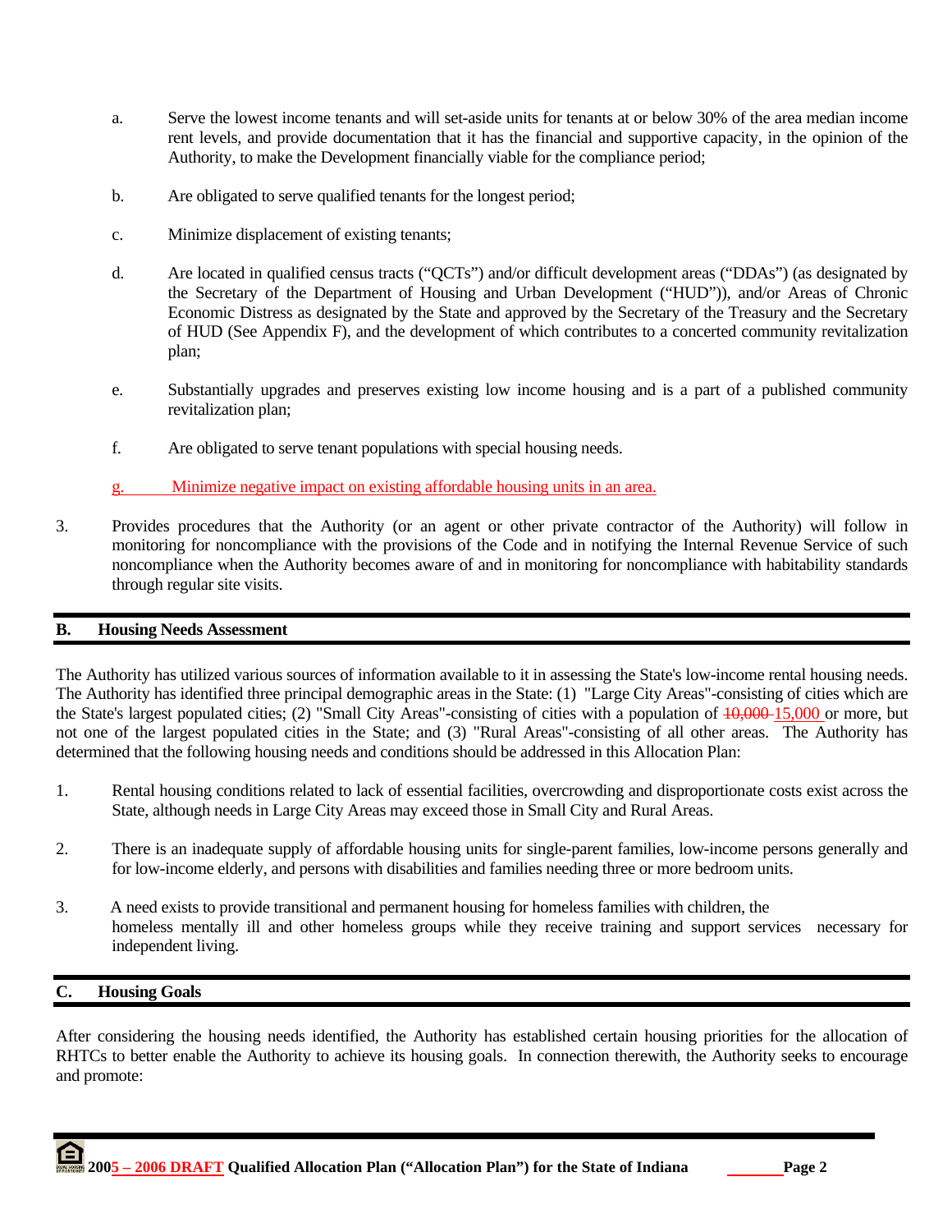a. Serve the lowest income tenants and will set-aside units for tenants at or below 30% of the area median income rent levels, and provide documentation that it has the financial and supportive capacity, in the opinion of the Authority, to make the Development financially viable for the compliance period;

b. Are obligated to serve qualified tenants for the longest period;

c. Minimize displacement of existing tenants;

d. Are located in qualified census tracts ("QCTs") and/or difficult development areas ("DDAs") (as designated by the Secretary of the Department of Housing and Urban Development ("HUD")), and/or Areas of Chronic Economic Distress as designated by the State and approved by the Secretary of the Treasury and the Secretary of HUD (See Appendix F), and the development of which contributes to a concerted community revitalization plan;

e. Substantially upgrades and preserves existing low income housing and is a part of a published community revitalization plan;

f. Are obligated to serve tenant populations with special housing needs.

g. Minimize negative impact on existing affordable housing units in an area.

3. Provides procedures that the Authority (or an agent or other private contractor of the Authority) will follow in monitoring for noncompliance with the provisions of the Code and in notifying the Internal Revenue Service of such noncompliance when the Authority becomes aware of and in monitoring for noncompliance with habitability standards through regular site visits.

## B. Housing Needs Assessment

The Authority has utilized various sources of information available to it in assessing the State's low-income rental housing needs. The Authority has identified three principal demographic areas in the State: (1) "Large City Areas"-consisting of cities which are the State's largest populated cities; (2) "Small City Areas"-consisting of cities with a population of ~~10,000~~ 15,000 or more, but not one of the largest populated cities in the State; and (3) "Rural Areas"-consisting of all other areas. The Authority has determined that the following housing needs and conditions should be addressed in this Allocation Plan:

1. Rental housing conditions related to lack of essential facilities, overcrowding and disproportionate costs exist across the State, although needs in Large City Areas may exceed those in Small City and Rural Areas.

2. There is an inadequate supply of affordable housing units for single-parent families, low-income persons generally and for low-income elderly, and persons with disabilities and families needing three or more bedroom units.

3. A need exists to provide transitional and permanent housing for homeless families with children, the homeless mentally ill and other homeless groups while they receive training and support services necessary for independent living.

## C. Housing Goals

After considering the housing needs identified, the Authority has established certain housing priorities for the allocation of RHTCs to better enable the Authority to achieve its housing goals. In connection therewith, the Authority seeks to encourage and promote: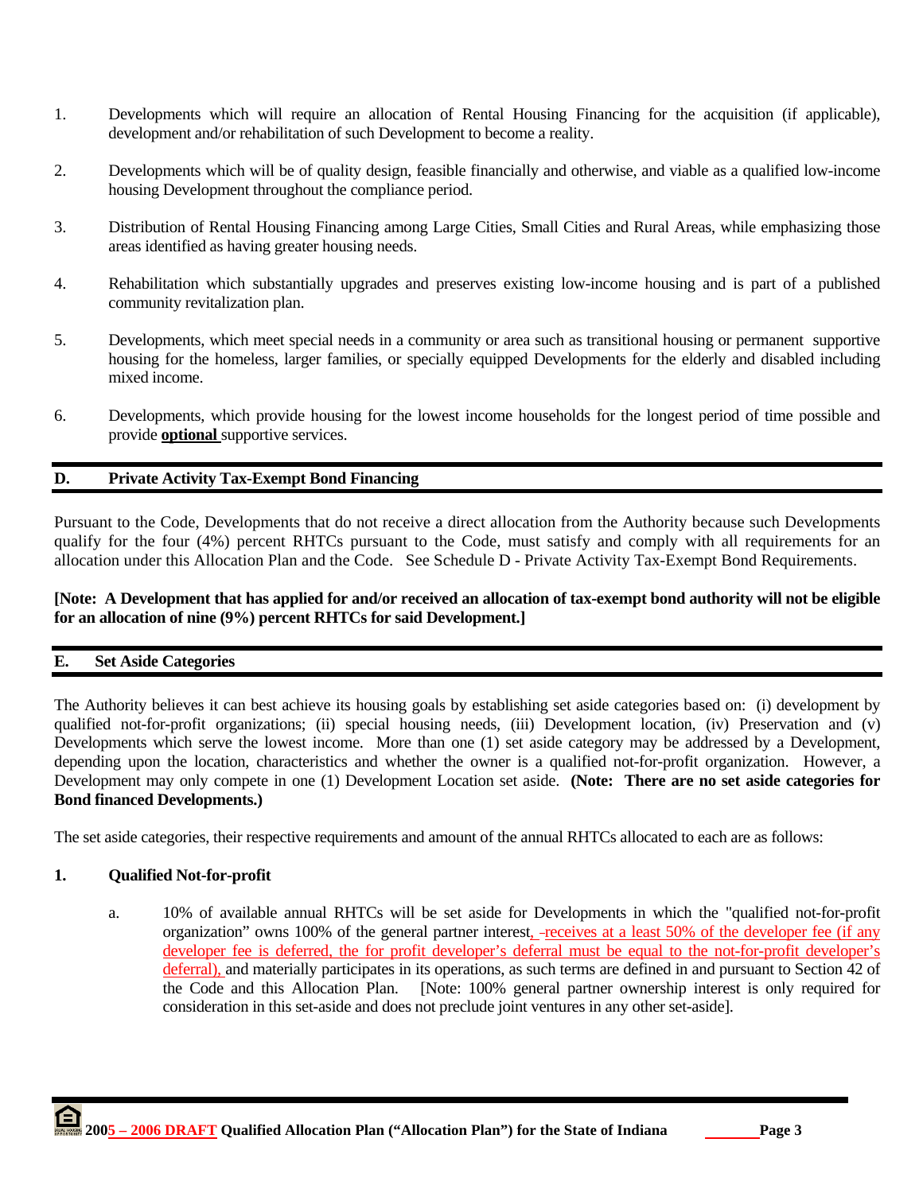1. Developments which will require an allocation of Rental Housing Financing for the acquisition (if applicable), development and/or rehabilitation of such Development to become a reality.

2. Developments which will be of quality design, feasible financially and otherwise, and viable as a qualified low-income housing Development throughout the compliance period.

3. Distribution of Rental Housing Financing among Large Cities, Small Cities and Rural Areas, while emphasizing those areas identified as having greater housing needs.

4. Rehabilitation which substantially upgrades and preserves existing low-income housing and is part of a published community revitalization plan.

5. Developments, which meet special needs in a community or area such as transitional housing or permanent supportive housing for the homeless, larger families, or specially equipped Developments for the elderly and disabled including mixed income.

6. Developments, which provide housing for the lowest income households for the longest period of time possible and provide **optional** supportive services.

## D. Private Activity Tax-Exempt Bond Financing

Pursuant to the Code, Developments that do not receive a direct allocation from the Authority because such Developments qualify for the four (4%) percent RHTCs pursuant to the Code, must satisfy and comply with all requirements for an allocation under this Allocation Plan and the Code. See Schedule D - Private Activity Tax-Exempt Bond Requirements.

**[Note: A Development that has applied for and/or received an allocation of tax-exempt bond authority will not be eligible for an allocation of nine (9%) percent RHTCs for said Development.]**

## E. Set Aside Categories

The Authority believes it can best achieve its housing goals by establishing set aside categories based on: (i) development by qualified not-for-profit organizations; (ii) special housing needs, (iii) Development location, (iv) Preservation and (v) Developments which serve the lowest income. More than one (1) set aside category may be addressed by a Development, depending upon the location, characteristics and whether the owner is a qualified not-for-profit organization. However, a Development may only compete in one (1) Development Location set aside. **(Note: There are no set aside categories for Bond financed Developments.)**

The set aside categories, their respective requirements and amount of the annual RHTCs allocated to each are as follows:

### 1. Qualified Not-for-profit

a. 10% of available annual RHTCs will be set aside for Developments in which the "qualified not-for-profit organization" owns 100% of the general partner interest, receives at a least 50% of the developer fee (if any developer fee is deferred, the for profit developer's deferral must be equal to the not-for-profit developer's deferral), and materially participates in its operations, as such terms are defined in and pursuant to Section 42 of the Code and this Allocation Plan. [Note: 100% general partner ownership interest is only required for consideration in this set-aside and does not preclude joint ventures in any other set-aside].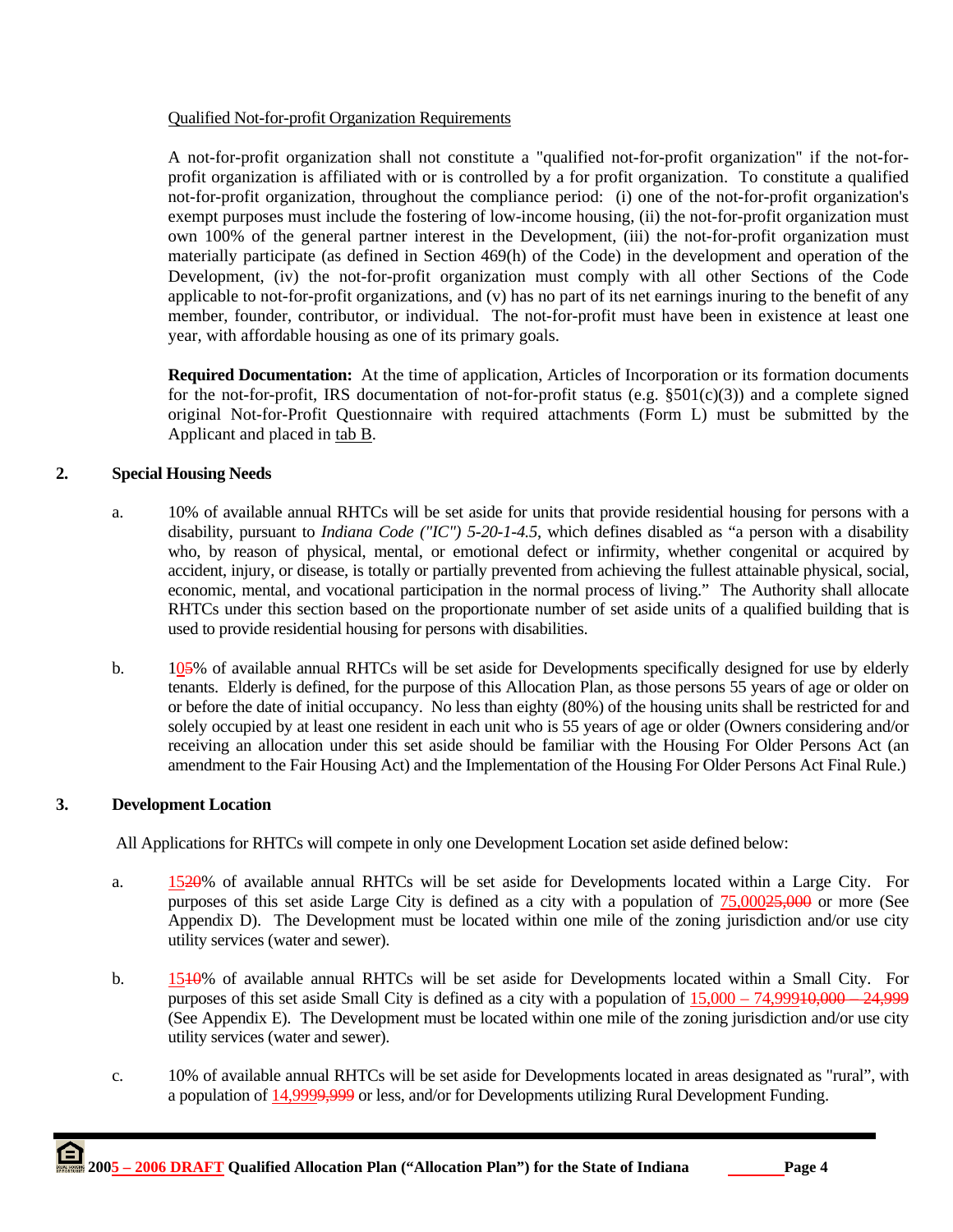Qualified Not-for-profit Organization Requirements

A not-for-profit organization shall not constitute a "qualified not-for-profit organization" if the not-for-profit organization is affiliated with or is controlled by a for profit organization. To constitute a qualified not-for-profit organization, throughout the compliance period: (i) one of the not-for-profit organization's exempt purposes must include the fostering of low-income housing, (ii) the not-for-profit organization must own 100% of the general partner interest in the Development, (iii) the not-for-profit organization must materially participate (as defined in Section 469(h) of the Code) in the development and operation of the Development, (iv) the not-for-profit organization must comply with all other Sections of the Code applicable to not-for-profit organizations, and (v) has no part of its net earnings inuring to the benefit of any member, founder, contributor, or individual. The not-for-profit must have been in existence at least one year, with affordable housing as one of its primary goals.

**Required Documentation:** At the time of application, Articles of Incorporation or its formation documents for the not-for-profit, IRS documentation of not-for-profit status (e.g. §501(c)(3)) and a complete signed original Not-for-Profit Questionnaire with required attachments (Form L) must be submitted by the Applicant and placed in tab B.

**2. Special Housing Needs**

a. 10% of available annual RHTCs will be set aside for units that provide residential housing for persons with a disability, pursuant to *Indiana Code ("IC") 5-20-1-4.5*, which defines disabled as "a person with a disability who, by reason of physical, mental, or emotional defect or infirmity, whether congenital or acquired by accident, injury, or disease, is totally or partially prevented from achieving the fullest attainable physical, social, economic, mental, and vocational participation in the normal process of living." The Authority shall allocate RHTCs under this section based on the proportionate number of set aside units of a qualified building that is used to provide residential housing for persons with disabilities.

b. 10~~5~~% of available annual RHTCs will be set aside for Developments specifically designed for use by elderly tenants. Elderly is defined, for the purpose of this Allocation Plan, as those persons 55 years of age or older on or before the date of initial occupancy. No less than eighty (80%) of the housing units shall be restricted for and solely occupied by at least one resident in each unit who is 55 years of age or older (Owners considering and/or receiving an allocation under this set aside should be familiar with the Housing For Older Persons Act (an amendment to the Fair Housing Act) and the Implementation of the Housing For Older Persons Act Final Rule.)

**3. Development Location**

All Applications for RHTCs will compete in only one Development Location set aside defined below:

a. 15~~20~~% of available annual RHTCs will be set aside for Developments located within a Large City. For purposes of this set aside Large City is defined as a city with a population of 75,000~~25,000~~ or more (See Appendix D). The Development must be located within one mile of the zoning jurisdiction and/or use city utility services (water and sewer).

b. 15~~10~~% of available annual RHTCs will be set aside for Developments located within a Small City. For purposes of this set aside Small City is defined as a city with a population of 15,000 – 74,999~~10,000 – 24,999~~ (See Appendix E). The Development must be located within one mile of the zoning jurisdiction and/or use city utility services (water and sewer).

c. 10% of available annual RHTCs will be set aside for Developments located in areas designated as "rural", with a population of 14,999~~9,999~~ or less, and/or for Developments utilizing Rural Development Funding.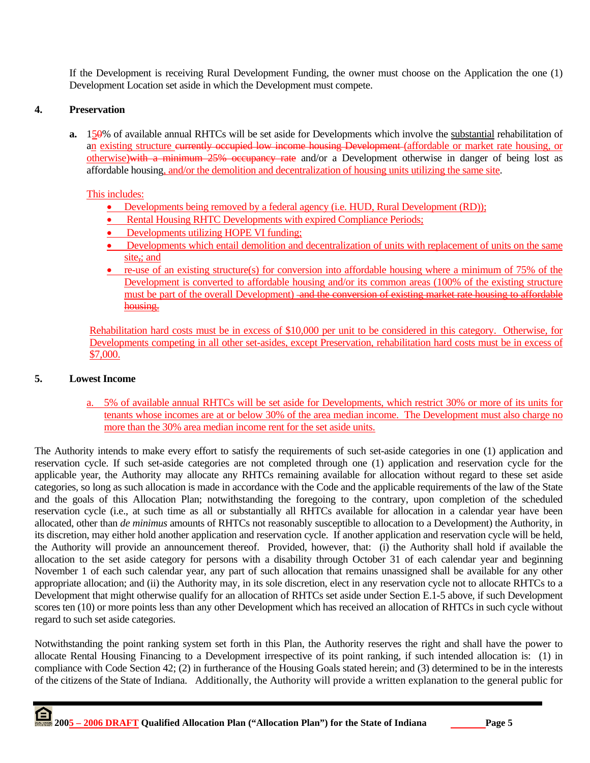If the Development is receiving Rural Development Funding, the owner must choose on the Application the one (1) Development Location set aside in which the Development must compete.

### 4. Preservation

**a.** 150% of available annual RHTCs will be set aside for Developments which involve the substantial rehabilitation of an existing structure currently occupied low income housing Development (affordable or market rate housing, or otherwise)with a minimum 25% occupancy rate and/or a Development otherwise in danger of being lost as affordable housing, and/or the demolition and decentralization of housing units utilizing the same site.

This includes:

- Developments being removed by a federal agency (i.e. HUD, Rural Development (RD));
- Rental Housing RHTC Developments with expired Compliance Periods;
- Developments utilizing HOPE VI funding;
- Developments which entail demolition and decentralization of units with replacement of units on the same site,; and
- re-use of an existing structure(s) for conversion into affordable housing where a minimum of 75% of the Development is converted to affordable housing and/or its common areas (100% of the existing structure must be part of the overall Development) and the conversion of existing market rate housing to affordable housing.

Rehabilitation hard costs must be in excess of $10,000 per unit to be considered in this category. Otherwise, for Developments competing in all other set-asides, except Preservation, rehabilitation hard costs must be in excess of $7,000.

### 5. Lowest Income

a. 5% of available annual RHTCs will be set aside for Developments, which restrict 30% or more of its units for tenants whose incomes are at or below 30% of the area median income. The Development must also charge no more than the 30% area median income rent for the set aside units.

The Authority intends to make every effort to satisfy the requirements of such set-aside categories in one (1) application and reservation cycle. If such set-aside categories are not completed through one (1) application and reservation cycle for the applicable year, the Authority may allocate any RHTCs remaining available for allocation without regard to these set aside categories, so long as such allocation is made in accordance with the Code and the applicable requirements of the law of the State and the goals of this Allocation Plan; notwithstanding the foregoing to the contrary, upon completion of the scheduled reservation cycle (i.e., at such time as all or substantially all RHTCs available for allocation in a calendar year have been allocated, other than *de minimus* amounts of RHTCs not reasonably susceptible to allocation to a Development) the Authority, in its discretion, may either hold another application and reservation cycle. If another application and reservation cycle will be held, the Authority will provide an announcement thereof. Provided, however, that: (i) the Authority shall hold if available the allocation to the set aside category for persons with a disability through October 31 of each calendar year and beginning November 1 of each such calendar year, any part of such allocation that remains unassigned shall be available for any other appropriate allocation; and (ii) the Authority may, in its sole discretion, elect in any reservation cycle not to allocate RHTCs to a Development that might otherwise qualify for an allocation of RHTCs set aside under Section E.1-5 above, if such Development scores ten (10) or more points less than any other Development which has received an allocation of RHTCs in such cycle without regard to such set aside categories.

Notwithstanding the point ranking system set forth in this Plan, the Authority reserves the right and shall have the power to allocate Rental Housing Financing to a Development irrespective of its point ranking, if such intended allocation is: (1) in compliance with Code Section 42; (2) in furtherance of the Housing Goals stated herein; and (3) determined to be in the interests of the citizens of the State of Indiana. Additionally, the Authority will provide a written explanation to the general public for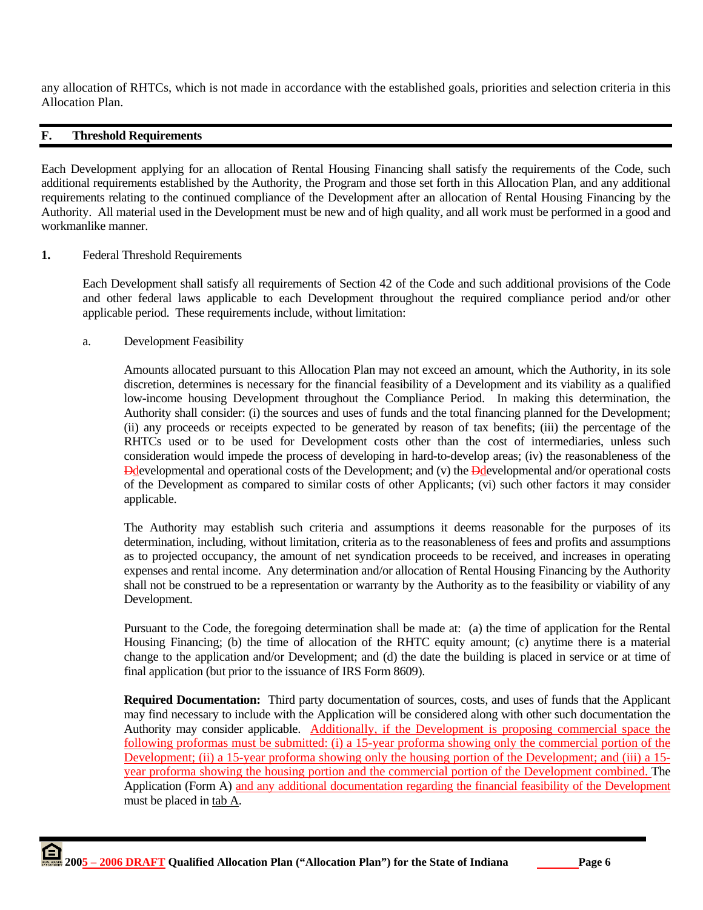any allocation of RHTCs, which is not made in accordance with the established goals, priorities and selection criteria in this Allocation Plan.

## F. Threshold Requirements

Each Development applying for an allocation of Rental Housing Financing shall satisfy the requirements of the Code, such additional requirements established by the Authority, the Program and those set forth in this Allocation Plan, and any additional requirements relating to the continued compliance of the Development after an allocation of Rental Housing Financing by the Authority. All material used in the Development must be new and of high quality, and all work must be performed in a good and workmanlike manner.

**1.** Federal Threshold Requirements

Each Development shall satisfy all requirements of Section 42 of the Code and such additional provisions of the Code and other federal laws applicable to each Development throughout the required compliance period and/or other applicable period. These requirements include, without limitation:

a. Development Feasibility

Amounts allocated pursuant to this Allocation Plan may not exceed an amount, which the Authority, in its sole discretion, determines is necessary for the financial feasibility of a Development and its viability as a qualified low-income housing Development throughout the Compliance Period. In making this determination, the Authority shall consider: (i) the sources and uses of funds and the total financing planned for the Development; (ii) any proceeds or receipts expected to be generated by reason of tax benefits; (iii) the percentage of the RHTCs used or to be used for Development costs other than the cost of intermediaries, unless such consideration would impede the process of developing in hard-to-develop areas; (iv) the reasonableness of the ~~D~~developmental and operational costs of the Development; and (v) the ~~D~~developmental and/or operational costs of the Development as compared to similar costs of other Applicants; (vi) such other factors it may consider applicable.

The Authority may establish such criteria and assumptions it deems reasonable for the purposes of its determination, including, without limitation, criteria as to the reasonableness of fees and profits and assumptions as to projected occupancy, the amount of net syndication proceeds to be received, and increases in operating expenses and rental income. Any determination and/or allocation of Rental Housing Financing by the Authority shall not be construed to be a representation or warranty by the Authority as to the feasibility or viability of any Development.

Pursuant to the Code, the foregoing determination shall be made at: (a) the time of application for the Rental Housing Financing; (b) the time of allocation of the RHTC equity amount; (c) anytime there is a material change to the application and/or Development; and (d) the date the building is placed in service or at time of final application (but prior to the issuance of IRS Form 8609).

**Required Documentation:** Third party documentation of sources, costs, and uses of funds that the Applicant may find necessary to include with the Application will be considered along with other such documentation the Authority may consider applicable. Additionally, if the Development is proposing commercial space the following proformas must be submitted: (i) a 15-year proforma showing only the commercial portion of the Development; (ii) a 15-year proforma showing only the housing portion of the Development; and (iii) a 15-year proforma showing the housing portion and the commercial portion of the Development combined. The Application (Form A) and any additional documentation regarding the financial feasibility of the Development must be placed in tab A.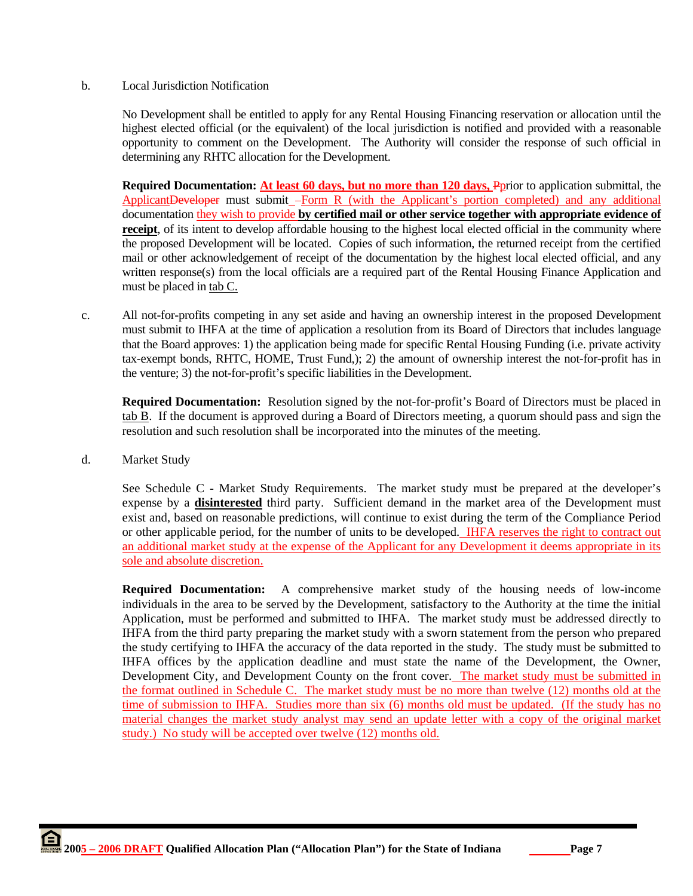b. Local Jurisdiction Notification

No Development shall be entitled to apply for any Rental Housing Financing reservation or allocation until the highest elected official (or the equivalent) of the local jurisdiction is notified and provided with a reasonable opportunity to comment on the Development. The Authority will consider the response of such official in determining any RHTC allocation for the Development.

**Required Documentation:** **At least 60 days, but no more than 120 days,** ~~P~~prior to application submittal, the Applicant~~Developer~~ must submit ~~–~~Form R (with the Applicant's portion completed) and any additional documentation they wish to provide **by certified mail or other service together with appropriate evidence of receipt**, of its intent to develop affordable housing to the highest local elected official in the community where the proposed Development will be located. Copies of such information, the returned receipt from the certified mail or other acknowledgement of receipt of the documentation by the highest local elected official, and any written response(s) from the local officials are a required part of the Rental Housing Finance Application and must be placed in tab C.

c. All not-for-profits competing in any set aside and having an ownership interest in the proposed Development must submit to IHFA at the time of application a resolution from its Board of Directors that includes language that the Board approves: 1) the application being made for specific Rental Housing Funding (i.e. private activity tax-exempt bonds, RHTC, HOME, Trust Fund,); 2) the amount of ownership interest the not-for-profit has in the venture; 3) the not-for-profit's specific liabilities in the Development.

**Required Documentation:** Resolution signed by the not-for-profit's Board of Directors must be placed in tab B. If the document is approved during a Board of Directors meeting, a quorum should pass and sign the resolution and such resolution shall be incorporated into the minutes of the meeting.

d. Market Study

See Schedule C - Market Study Requirements. The market study must be prepared at the developer's expense by a **disinterested** third party. Sufficient demand in the market area of the Development must exist and, based on reasonable predictions, will continue to exist during the term of the Compliance Period or other applicable period, for the number of units to be developed. IHFA reserves the right to contract out an additional market study at the expense of the Applicant for any Development it deems appropriate in its sole and absolute discretion.

**Required Documentation:** A comprehensive market study of the housing needs of low-income individuals in the area to be served by the Development, satisfactory to the Authority at the time the initial Application, must be performed and submitted to IHFA. The market study must be addressed directly to IHFA from the third party preparing the market study with a sworn statement from the person who prepared the study certifying to IHFA the accuracy of the data reported in the study. The study must be submitted to IHFA offices by the application deadline and must state the name of the Development, the Owner, Development City, and Development County on the front cover. The market study must be submitted in the format outlined in Schedule C. The market study must be no more than twelve (12) months old at the time of submission to IHFA. Studies more than six (6) months old must be updated. (If the study has no material changes the market study analyst may send an update letter with a copy of the original market study.) No study will be accepted over twelve (12) months old.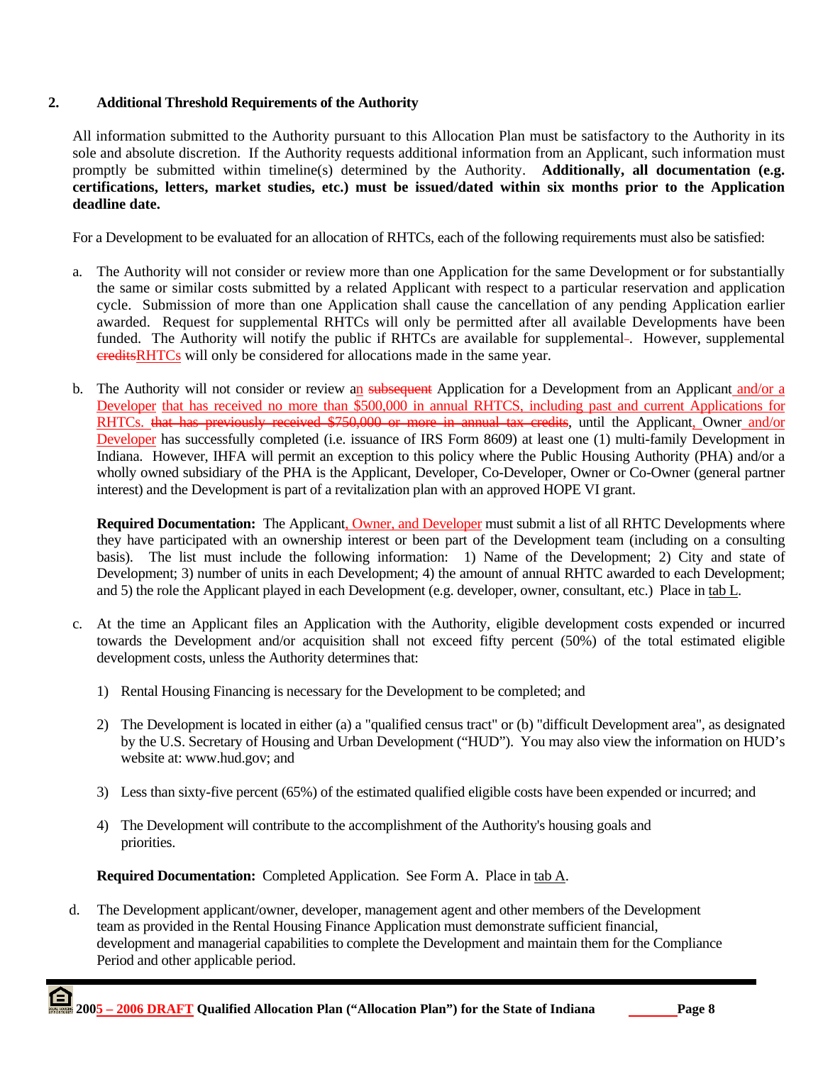## 2. Additional Threshold Requirements of the Authority

All information submitted to the Authority pursuant to this Allocation Plan must be satisfactory to the Authority in its sole and absolute discretion. If the Authority requests additional information from an Applicant, such information must promptly be submitted within timeline(s) determined by the Authority. **Additionally, all documentation (e.g. certifications, letters, market studies, etc.) must be issued/dated within six months prior to the Application deadline date.**

For a Development to be evaluated for an allocation of RHTCs, each of the following requirements must also be satisfied:

a. The Authority will not consider or review more than one Application for the same Development or for substantially the same or similar costs submitted by a related Applicant with respect to a particular reservation and application cycle. Submission of more than one Application shall cause the cancellation of any pending Application earlier awarded. Request for supplemental RHTCs will only be permitted after all available Developments have been funded. The Authority will notify the public if RHTCs are available for supplemental~~-~~. However, supplemental ~~credits~~RHTCs will only be considered for allocations made in the same year.

b. The Authority will not consider or review an ~~subsequent~~ Application for a Development from an Applicant and/or a Developer that has received no more than $500,000 in annual RHTCS, including past and current Applications for RHTCs. ~~that has previously received $750,000 or more in annual tax credits~~, until the Applicant, Owner and/or Developer has successfully completed (i.e. issuance of IRS Form 8609) at least one (1) multi-family Development in Indiana. However, IHFA will permit an exception to this policy where the Public Housing Authority (PHA) and/or a wholly owned subsidiary of the PHA is the Applicant, Developer, Co-Developer, Owner or Co-Owner (general partner interest) and the Development is part of a revitalization plan with an approved HOPE VI grant.

   **Required Documentation:** The Applicant, Owner, and Developer must submit a list of all RHTC Developments where they have participated with an ownership interest or been part of the Development team (including on a consulting basis). The list must include the following information: 1) Name of the Development; 2) City and state of Development; 3) number of units in each Development; 4) the amount of annual RHTC awarded to each Development; and 5) the role the Applicant played in each Development (e.g. developer, owner, consultant, etc.) Place in tab L.

c. At the time an Applicant files an Application with the Authority, eligible development costs expended or incurred towards the Development and/or acquisition shall not exceed fifty percent (50%) of the total estimated eligible development costs, unless the Authority determines that:

   1) Rental Housing Financing is necessary for the Development to be completed; and

   2) The Development is located in either (a) a "qualified census tract" or (b) "difficult Development area", as designated by the U.S. Secretary of Housing and Urban Development ("HUD"). You may also view the information on HUD's website at: www.hud.gov; and

   3) Less than sixty-five percent (65%) of the estimated qualified eligible costs have been expended or incurred; and

   4) The Development will contribute to the accomplishment of the Authority's housing goals and priorities.

   **Required Documentation:** Completed Application. See Form A. Place in tab A.

d. The Development applicant/owner, developer, management agent and other members of the Development team as provided in the Rental Housing Finance Application must demonstrate sufficient financial, development and managerial capabilities to complete the Development and maintain them for the Compliance Period and other applicable period.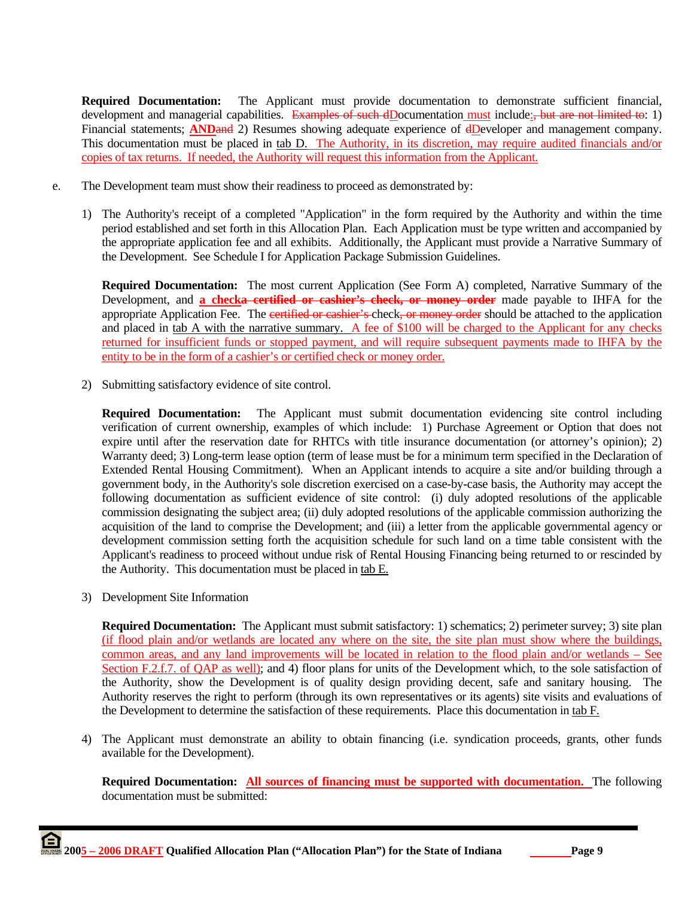**Required Documentation:** The Applicant must provide documentation to demonstrate sufficient financial, development and managerial capabilities. ~~Examples of such d~~Documentation must include~~;, but are not limited to~~: 1) Financial statements; **AND**~~and~~ 2) Resumes showing adequate experience of ~~d~~Developer and management company. This documentation must be placed in tab D. The Authority, in its discretion, may require audited financials and/or copies of tax returns. If needed, the Authority will request this information from the Applicant.

e. The Development team must show their readiness to proceed as demonstrated by:

1) The Authority's receipt of a completed "Application" in the form required by the Authority and within the time period established and set forth in this Allocation Plan. Each Application must be type written and accompanied by the appropriate application fee and all exhibits. Additionally, the Applicant must provide a Narrative Summary of the Development. See Schedule I for Application Package Submission Guidelines.

   **Required Documentation:** The most current Application (See Form A) completed, Narrative Summary of the Development, and **a check**~~**a certified or cashier's check, or money order**~~ made payable to IHFA for the appropriate Application Fee. The ~~certified or cashier's~~ check~~, or money order~~ should be attached to the application and placed in tab A with the narrative summary. A fee of $100 will be charged to the Applicant for any checks returned for insufficient funds or stopped payment, and will require subsequent payments made to IHFA by the entity to be in the form of a cashier's or certified check or money order.

2) Submitting satisfactory evidence of site control.

   **Required Documentation:** The Applicant must submit documentation evidencing site control including verification of current ownership, examples of which include: 1) Purchase Agreement or Option that does not expire until after the reservation date for RHTCs with title insurance documentation (or attorney's opinion); 2) Warranty deed; 3) Long-term lease option (term of lease must be for a minimum term specified in the Declaration of Extended Rental Housing Commitment). When an Applicant intends to acquire a site and/or building through a government body, in the Authority's sole discretion exercised on a case-by-case basis, the Authority may accept the following documentation as sufficient evidence of site control: (i) duly adopted resolutions of the applicable commission designating the subject area; (ii) duly adopted resolutions of the applicable commission authorizing the acquisition of the land to comprise the Development; and (iii) a letter from the applicable governmental agency or development commission setting forth the acquisition schedule for such land on a time table consistent with the Applicant's readiness to proceed without undue risk of Rental Housing Financing being returned to or rescinded by the Authority. This documentation must be placed in tab E.

3) Development Site Information

   **Required Documentation:** The Applicant must submit satisfactory: 1) schematics; 2) perimeter survey; 3) site plan (if flood plain and/or wetlands are located any where on the site, the site plan must show where the buildings, common areas, and any land improvements will be located in relation to the flood plain and/or wetlands – See Section F.2.f.7. of QAP as well); and 4) floor plans for units of the Development which, to the sole satisfaction of the Authority, show the Development is of quality design providing decent, safe and sanitary housing. The Authority reserves the right to perform (through its own representatives or its agents) site visits and evaluations of the Development to determine the satisfaction of these requirements. Place this documentation in tab F.

4) The Applicant must demonstrate an ability to obtain financing (i.e. syndication proceeds, grants, other funds available for the Development).

   **Required Documentation:** **All sources of financing must be supported with documentation.** The following documentation must be submitted: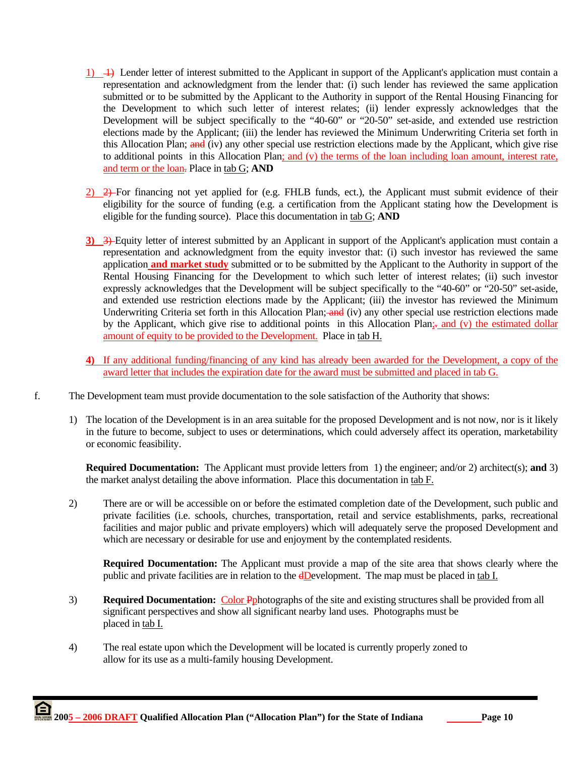1) Lender letter of interest submitted to the Applicant in support of the Applicant's application must contain a representation and acknowledgment from the lender that: (i) such lender has reviewed the same application submitted or to be submitted by the Applicant to the Authority in support of the Rental Housing Financing for the Development to which such letter of interest relates; (ii) lender expressly acknowledges that the Development will be subject specifically to the "40-60" or "20-50" set-aside, and extended use restriction elections made by the Applicant; (iii) the lender has reviewed the Minimum Underwriting Criteria set forth in this Allocation Plan; (iv) any other special use restriction elections made by the Applicant, which give rise to additional points in this Allocation Plan; and (v) the terms of the loan including loan amount, interest rate, and term or the loan. Place in tab G; **AND**

2) For financing not yet applied for (e.g. FHLB funds, ect.), the Applicant must submit evidence of their eligibility for the source of funding (e.g. a certification from the Applicant stating how the Development is eligible for the funding source). Place this documentation in tab G; **AND**

**3)** Equity letter of interest submitted by an Applicant in support of the Applicant's application must contain a representation and acknowledgment from the equity investor that: (i) such investor has reviewed the same application **and market study** submitted or to be submitted by the Applicant to the Authority in support of the Rental Housing Financing for the Development to which such letter of interest relates; (ii) such investor expressly acknowledges that the Development will be subject specifically to the "40-60" or "20-50" set-aside, and extended use restriction elections made by the Applicant; (iii) the investor has reviewed the Minimum Underwriting Criteria set forth in this Allocation Plan; (iv) any other special use restriction elections made by the Applicant, which give rise to additional points in this Allocation Plan; and (v) the estimated dollar amount of equity to be provided to the Development. Place in tab H.

**4)** If any additional funding/financing of any kind has already been awarded for the Development, a copy of the award letter that includes the expiration date for the award must be submitted and placed in tab G.

f. The Development team must provide documentation to the sole satisfaction of the Authority that shows:

1) The location of the Development is in an area suitable for the proposed Development and is not now, nor is it likely in the future to become, subject to uses or determinations, which could adversely affect its operation, marketability or economic feasibility.

   **Required Documentation:** The Applicant must provide letters from 1) the engineer; and/or 2) architect(s); **and** 3) the market analyst detailing the above information. Place this documentation in tab F.

2) There are or will be accessible on or before the estimated completion date of the Development, such public and private facilities (i.e. schools, churches, transportation, retail and service establishments, parks, recreational facilities and major public and private employers) which will adequately serve the proposed Development and which are necessary or desirable for use and enjoyment by the contemplated residents.

   **Required Documentation:** The Applicant must provide a map of the site area that shows clearly where the public and private facilities are in relation to the Development. The map must be placed in tab I.

3) **Required Documentation:** Color photographs of the site and existing structures shall be provided from all significant perspectives and show all significant nearby land uses. Photographs must be placed in tab I.

4) The real estate upon which the Development will be located is currently properly zoned to allow for its use as a multi-family housing Development.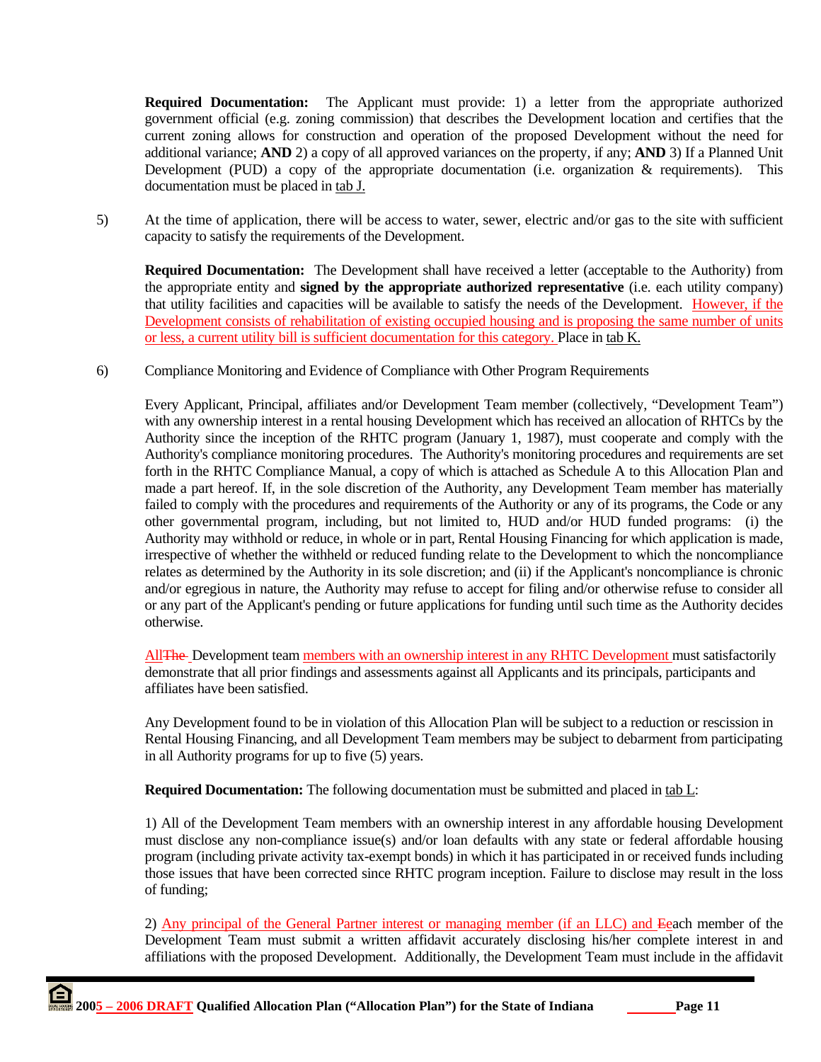**Required Documentation:** The Applicant must provide: 1) a letter from the appropriate authorized government official (e.g. zoning commission) that describes the Development location and certifies that the current zoning allows for construction and operation of the proposed Development without the need for additional variance; **AND** 2) a copy of all approved variances on the property, if any; **AND** 3) If a Planned Unit Development (PUD) a copy of the appropriate documentation (i.e. organization & requirements). This documentation must be placed in tab J.

5) At the time of application, there will be access to water, sewer, electric and/or gas to the site with sufficient capacity to satisfy the requirements of the Development.

**Required Documentation:** The Development shall have received a letter (acceptable to the Authority) from the appropriate entity and **signed by the appropriate authorized representative** (i.e. each utility company) that utility facilities and capacities will be available to satisfy the needs of the Development. However, if the Development consists of rehabilitation of existing occupied housing and is proposing the same number of units or less, a current utility bill is sufficient documentation for this category. Place in tab K.

6) Compliance Monitoring and Evidence of Compliance with Other Program Requirements

Every Applicant, Principal, affiliates and/or Development Team member (collectively, "Development Team") with any ownership interest in a rental housing Development which has received an allocation of RHTCs by the Authority since the inception of the RHTC program (January 1, 1987), must cooperate and comply with the Authority's compliance monitoring procedures. The Authority's monitoring procedures and requirements are set forth in the RHTC Compliance Manual, a copy of which is attached as Schedule A to this Allocation Plan and made a part hereof. If, in the sole discretion of the Authority, any Development Team member has materially failed to comply with the procedures and requirements of the Authority or any of its programs, the Code or any other governmental program, including, but not limited to, HUD and/or HUD funded programs: (i) the Authority may withhold or reduce, in whole or in part, Rental Housing Financing for which application is made, irrespective of whether the withheld or reduced funding relate to the Development to which the noncompliance relates as determined by the Authority in its sole discretion; and (ii) if the Applicant's noncompliance is chronic and/or egregious in nature, the Authority may refuse to accept for filing and/or otherwise refuse to consider all or any part of the Applicant's pending or future applications for funding until such time as the Authority decides otherwise.

All ~~The~~ Development team members with an ownership interest in any RHTC Development must satisfactorily demonstrate that all prior findings and assessments against all Applicants and its principals, participants and affiliates have been satisfied.

Any Development found to be in violation of this Allocation Plan will be subject to a reduction or rescission in Rental Housing Financing, and all Development Team members may be subject to debarment from participating in all Authority programs for up to five (5) years.

**Required Documentation:** The following documentation must be submitted and placed in tab L:

1) All of the Development Team members with an ownership interest in any affordable housing Development must disclose any non-compliance issue(s) and/or loan defaults with any state or federal affordable housing program (including private activity tax-exempt bonds) in which it has participated in or received funds including those issues that have been corrected since RHTC program inception. Failure to disclose may result in the loss of funding;

2) Any principal of the General Partner interest or managing member (if an LLC) and ~~E~~each member of the Development Team must submit a written affidavit accurately disclosing his/her complete interest in and affiliations with the proposed Development. Additionally, the Development Team must include in the affidavit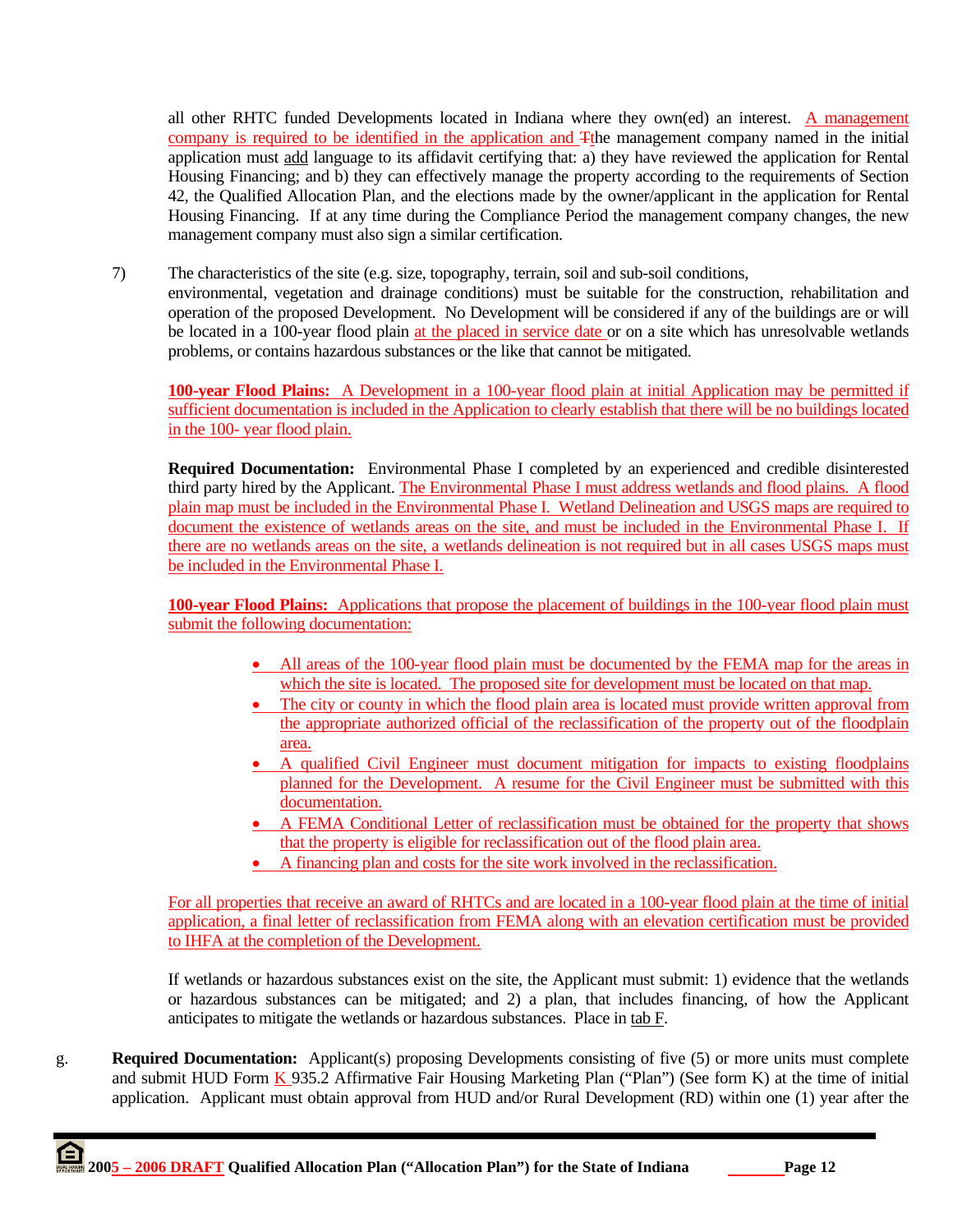all other RHTC funded Developments located in Indiana where they own(ed) an interest. A management company is required to be identified in the application and Tthe management company named in the initial application must add language to its affidavit certifying that: a) they have reviewed the application for Rental Housing Financing; and b) they can effectively manage the property according to the requirements of Section 42, the Qualified Allocation Plan, and the elections made by the owner/applicant in the application for Rental Housing Financing. If at any time during the Compliance Period the management company changes, the new management company must also sign a similar certification.

7) The characteristics of the site (e.g. size, topography, terrain, soil and sub-soil conditions, environmental, vegetation and drainage conditions) must be suitable for the construction, rehabilitation and operation of the proposed Development. No Development will be considered if any of the buildings are or will be located in a 100-year flood plain at the placed in service date or on a site which has unresolvable wetlands problems, or contains hazardous substances or the like that cannot be mitigated.

**100-year Flood Plains:** A Development in a 100-year flood plain at initial Application may be permitted if sufficient documentation is included in the Application to clearly establish that there will be no buildings located in the 100- year flood plain.

**Required Documentation:** Environmental Phase I completed by an experienced and credible disinterested third party hired by the Applicant. The Environmental Phase I must address wetlands and flood plains. A flood plain map must be included in the Environmental Phase I. Wetland Delineation and USGS maps are required to document the existence of wetlands areas on the site, and must be included in the Environmental Phase I. If there are no wetlands areas on the site, a wetlands delineation is not required but in all cases USGS maps must be included in the Environmental Phase I.

**100-year Flood Plains:** Applications that propose the placement of buildings in the 100-year flood plain must submit the following documentation:

- All areas of the 100-year flood plain must be documented by the FEMA map for the areas in which the site is located. The proposed site for development must be located on that map.
- The city or county in which the flood plain area is located must provide written approval from the appropriate authorized official of the reclassification of the property out of the floodplain area.
- A qualified Civil Engineer must document mitigation for impacts to existing floodplains planned for the Development. A resume for the Civil Engineer must be submitted with this documentation.
- A FEMA Conditional Letter of reclassification must be obtained for the property that shows that the property is eligible for reclassification out of the flood plain area.
- A financing plan and costs for the site work involved in the reclassification.

For all properties that receive an award of RHTCs and are located in a 100-year flood plain at the time of initial application, a final letter of reclassification from FEMA along with an elevation certification must be provided to IHFA at the completion of the Development.

If wetlands or hazardous substances exist on the site, the Applicant must submit: 1) evidence that the wetlands or hazardous substances can be mitigated; and 2) a plan, that includes financing, of how the Applicant anticipates to mitigate the wetlands or hazardous substances. Place in tab F.

g. **Required Documentation:** Applicant(s) proposing Developments consisting of five (5) or more units must complete and submit HUD Form K 935.2 Affirmative Fair Housing Marketing Plan ("Plan") (See form K) at the time of initial application. Applicant must obtain approval from HUD and/or Rural Development (RD) within one (1) year after the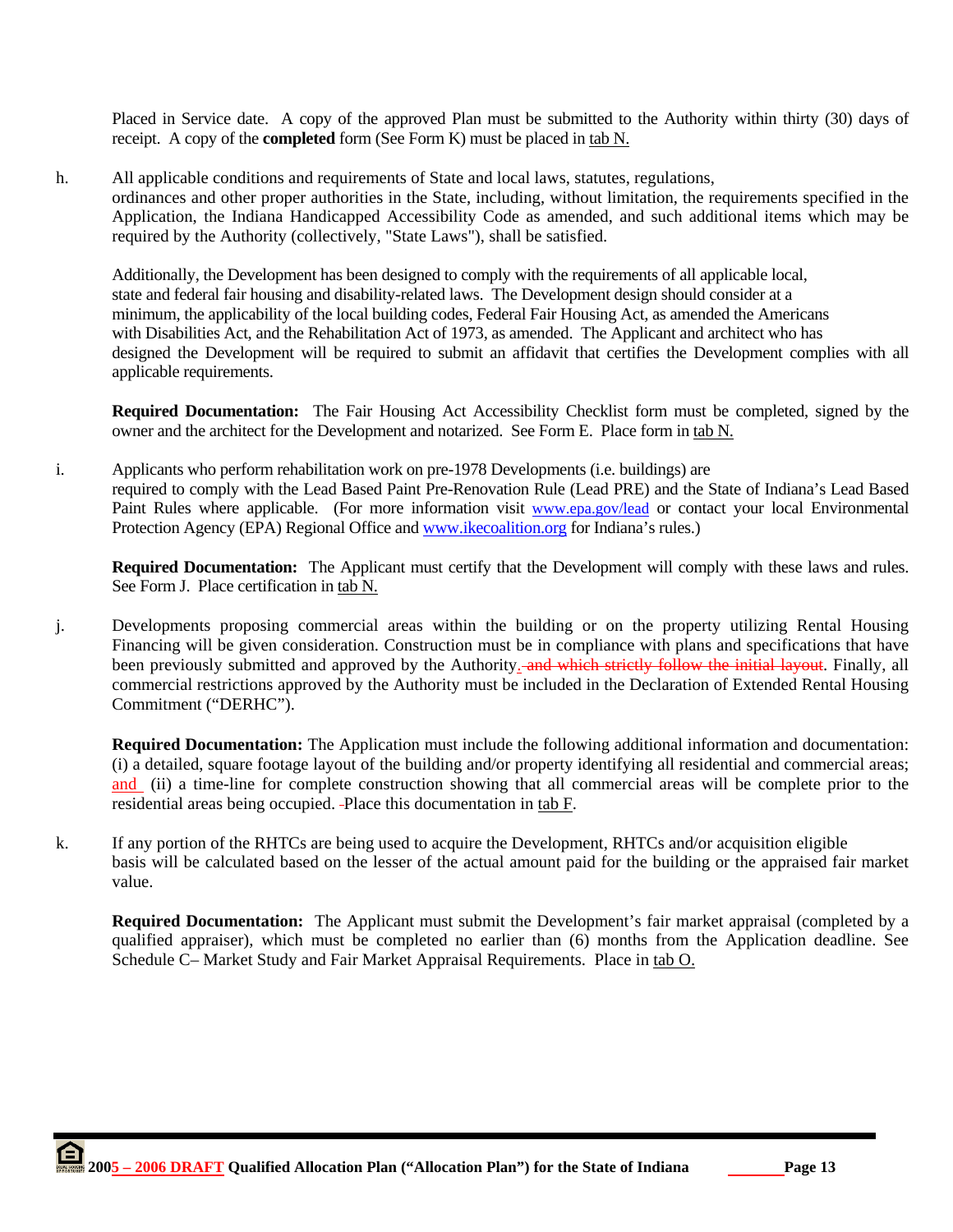Placed in Service date. A copy of the approved Plan must be submitted to the Authority within thirty (30) days of receipt. A copy of the **completed** form (See Form K) must be placed in tab N.

h. All applicable conditions and requirements of State and local laws, statutes, regulations, ordinances and other proper authorities in the State, including, without limitation, the requirements specified in the Application, the Indiana Handicapped Accessibility Code as amended, and such additional items which may be required by the Authority (collectively, "State Laws"), shall be satisfied.

Additionally, the Development has been designed to comply with the requirements of all applicable local, state and federal fair housing and disability-related laws. The Development design should consider at a minimum, the applicability of the local building codes, Federal Fair Housing Act, as amended the Americans with Disabilities Act, and the Rehabilitation Act of 1973, as amended. The Applicant and architect who has designed the Development will be required to submit an affidavit that certifies the Development complies with all applicable requirements.

**Required Documentation:** The Fair Housing Act Accessibility Checklist form must be completed, signed by the owner and the architect for the Development and notarized. See Form E. Place form in tab N.

i. Applicants who perform rehabilitation work on pre-1978 Developments (i.e. buildings) are required to comply with the Lead Based Paint Pre-Renovation Rule (Lead PRE) and the State of Indiana's Lead Based Paint Rules where applicable. (For more information visit www.epa.gov/lead or contact your local Environmental Protection Agency (EPA) Regional Office and www.ikecoalition.org for Indiana's rules.)

**Required Documentation:** The Applicant must certify that the Development will comply with these laws and rules. See Form J. Place certification in tab N.

j. Developments proposing commercial areas within the building or on the property utilizing Rental Housing Financing will be given consideration. Construction must be in compliance with plans and specifications that have been previously submitted and approved by the Authority. ~~and which strictly follow the initial layout~~. Finally, all commercial restrictions approved by the Authority must be included in the Declaration of Extended Rental Housing Commitment ("DERHC").

**Required Documentation:** The Application must include the following additional information and documentation: (i) a detailed, square footage layout of the building and/or property identifying all residential and commercial areas; and (ii) a time-line for complete construction showing that all commercial areas will be complete prior to the residential areas being occupied. Place this documentation in tab F.

k. If any portion of the RHTCs are being used to acquire the Development, RHTCs and/or acquisition eligible basis will be calculated based on the lesser of the actual amount paid for the building or the appraised fair market value.

**Required Documentation:** The Applicant must submit the Development's fair market appraisal (completed by a qualified appraiser), which must be completed no earlier than (6) months from the Application deadline. See Schedule C– Market Study and Fair Market Appraisal Requirements. Place in tab O.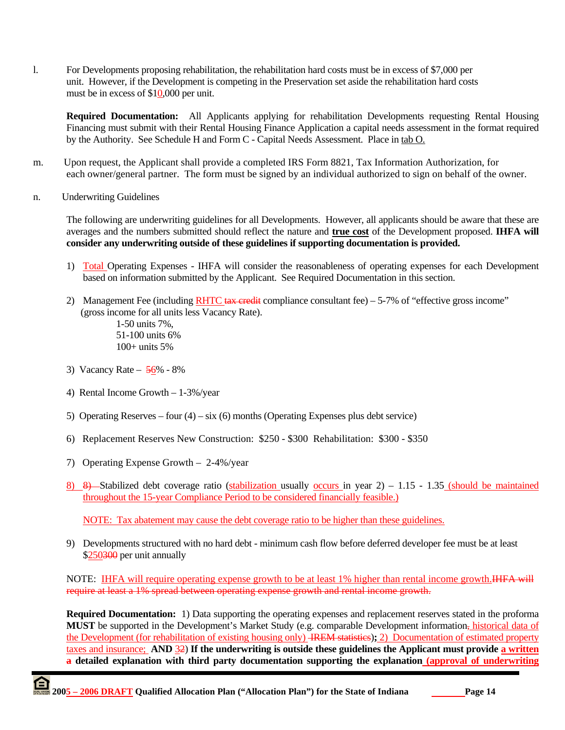l. For Developments proposing rehabilitation, the rehabilitation hard costs must be in excess of $7,000 per unit. However, if the Development is competing in the Preservation set aside the rehabilitation hard costs must be in excess of $10,000 per unit.

**Required Documentation:** All Applicants applying for rehabilitation Developments requesting Rental Housing Financing must submit with their Rental Housing Finance Application a capital needs assessment in the format required by the Authority. See Schedule H and Form C - Capital Needs Assessment. Place in tab O.

m. Upon request, the Applicant shall provide a completed IRS Form 8821, Tax Information Authorization, for each owner/general partner. The form must be signed by an individual authorized to sign on behalf of the owner.

n. Underwriting Guidelines

The following are underwriting guidelines for all Developments. However, all applicants should be aware that these are averages and the numbers submitted should reflect the nature and **true cost** of the Development proposed. **IHFA will consider any underwriting outside of these guidelines if supporting documentation is provided.**

1) Total Operating Expenses - IHFA will consider the reasonableness of operating expenses for each Development based on information submitted by the Applicant. See Required Documentation in this section.

2) Management Fee (including RHTC ~~tax credit~~ compliance consultant fee) – 5-7% of "effective gross income" (gross income for all units less Vacancy Rate).
   1-50 units 7%,
   51-100 units 6%
   100+ units 5%

3) Vacancy Rate – ~~5~~6% - 8%

4) Rental Income Growth – 1-3%/year

5) Operating Reserves – four (4) – six (6) months (Operating Expenses plus debt service)

6) Replacement Reserves New Construction: $250 - $300 Rehabilitation: $300 - $350

7) Operating Expense Growth – 2-4%/year

8) ~~8)~~ Stabilized debt coverage ratio (stabilization usually occurs in year 2) – 1.15 - 1.35 (should be maintained throughout the 15-year Compliance Period to be considered financially feasible.)

   NOTE: Tax abatement may cause the debt coverage ratio to be higher than these guidelines.

9) Developments structured with no hard debt - minimum cash flow before deferred developer fee must be at least $250~~300~~ per unit annually

NOTE: IHFA will require operating expense growth to be at least 1% higher than rental income growth. ~~IHFA will require at least a 1% spread between operating expense growth and rental income growth.~~

**Required Documentation:** 1) Data supporting the operating expenses and replacement reserves stated in the proforma **MUST** be supported in the Development's Market Study (e.g. comparable Development information~~,~~ historical data of the Development (for rehabilitation of existing housing only) ~~IREM statistics~~)**;** 2) Documentation of estimated property taxes and insurance; **AND** 3~~2~~) **If the underwriting is outside these guidelines the Applicant must provide a written ~~a~~ detailed explanation with third party documentation supporting the explanation (approval of underwriting**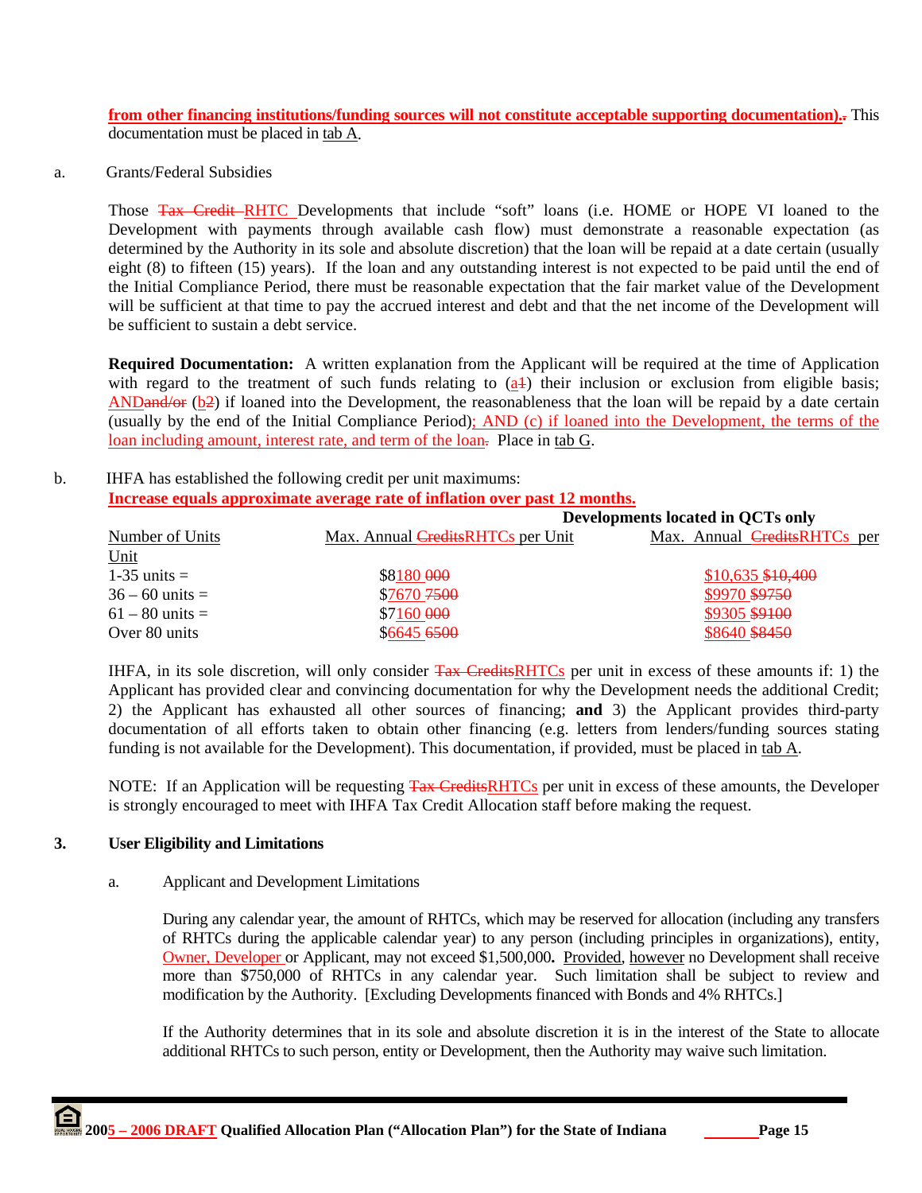**from other financing institutions/funding sources will not constitute acceptable supporting documentation).** This documentation must be placed in tab A.

a. Grants/Federal Subsidies

Those RHTC Developments that include "soft" loans (i.e. HOME or HOPE VI loaned to the Development with payments through available cash flow) must demonstrate a reasonable expectation (as determined by the Authority in its sole and absolute discretion) that the loan will be repaid at a date certain (usually eight (8) to fifteen (15) years). If the loan and any outstanding interest is not expected to be paid until the end of the Initial Compliance Period, there must be reasonable expectation that the fair market value of the Development will be sufficient at that time to pay the accrued interest and debt and that the net income of the Development will be sufficient to sustain a debt service.

**Required Documentation:** A written explanation from the Applicant will be required at the time of Application with regard to the treatment of such funds relating to (a) their inclusion or exclusion from eligible basis; AND (b) if loaned into the Development, the reasonableness that the loan will be repaid by a date certain (usually by the end of the Initial Compliance Period); AND (c) if loaned into the Development, the terms of the loan including amount, interest rate, and term of the loan. Place in tab G.

b. IHFA has established the following credit per unit maximums:
**Increase equals approximate average rate of inflation over past 12 months.**

| Number of Units | Max. Annual RHTCs per Unit | Developments located in QCTs only: Max. Annual RHTCs per Unit |
|---|---|---|
| 1-35 units = | $8180 | $10,635 |
| 36 – 60 units = | $7670 | $9970 |
| 61 – 80 units = | $7160 | $9305 |
| Over 80 units | $6645 | $8640 |

IHFA, in its sole discretion, will only consider RHTCs per unit in excess of these amounts if: 1) the Applicant has provided clear and convincing documentation for why the Development needs the additional Credit; 2) the Applicant has exhausted all other sources of financing; **and** 3) the Applicant provides third-party documentation of all efforts taken to obtain other financing (e.g. letters from lenders/funding sources stating funding is not available for the Development). This documentation, if provided, must be placed in tab A.

NOTE: If an Application will be requesting RHTCs per unit in excess of these amounts, the Developer is strongly encouraged to meet with IHFA Tax Credit Allocation staff before making the request.

### 3. User Eligibility and Limitations

a. Applicant and Development Limitations

During any calendar year, the amount of RHTCs, which may be reserved for allocation (including any transfers of RHTCs during the applicable calendar year) to any person (including principles in organizations), entity, Owner, Developer or Applicant, may not exceed $1,500,000**.** Provided, however no Development shall receive more than $750,000 of RHTCs in any calendar year. Such limitation shall be subject to review and modification by the Authority. [Excluding Developments financed with Bonds and 4% RHTCs.]

If the Authority determines that in its sole and absolute discretion it is in the interest of the State to allocate additional RHTCs to such person, entity or Development, then the Authority may waive such limitation.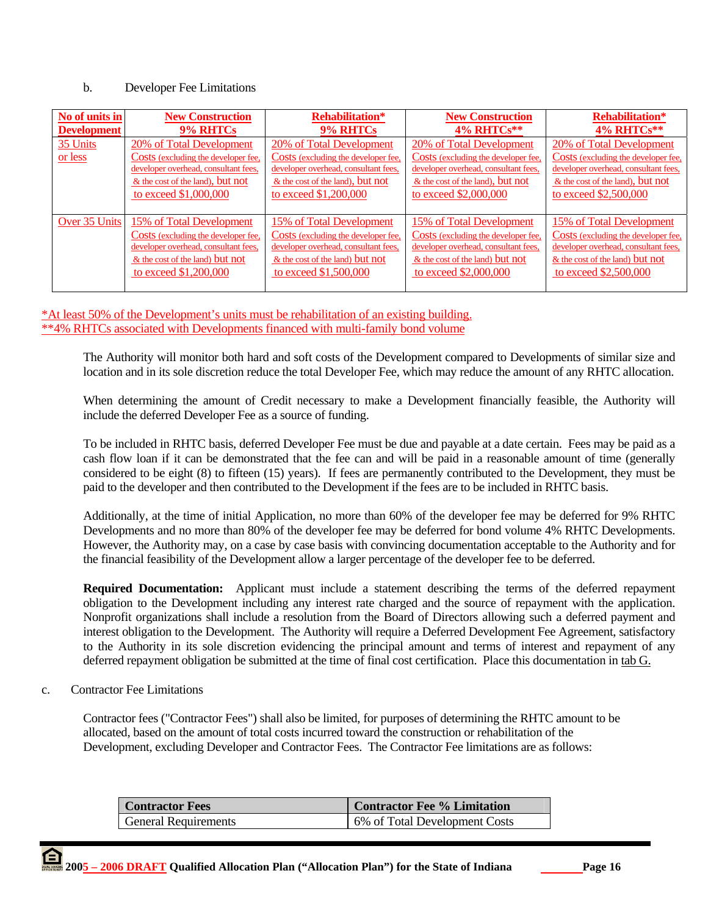b. Developer Fee Limitations

| No of units in Development | New Construction 9% RHTCs | Rehabilitation* 9% RHTCs | New Construction 4% RHTCs** | Rehabilitation* 4% RHTCs** |
|---|---|---|---|---|
| 35 Units or less | 20% of Total Development Costs (excluding the developer fee, developer overhead, consultant fees, & the cost of the land), but not to exceed $1,000,000 | 20% of Total Development Costs (excluding the developer fee, developer overhead, consultant fees, & the cost of the land), but not to exceed $1,200,000 | 20% of Total Development Costs (excluding the developer fee, developer overhead, consultant fees, & the cost of the land), but not to exceed $2,000,000 | 20% of Total Development Costs (excluding the developer fee, developer overhead, consultant fees, & the cost of the land), but not to exceed $2,500,000 |
| Over 35 Units | 15% of Total Development Costs (excluding the developer fee, developer overhead, consultant fees, & the cost of the land) but not to exceed $1,200,000 | 15% of Total Development Costs (excluding the developer fee, developer overhead, consultant fees, & the cost of the land) but not to exceed $1,500,000 | 15% of Total Development Costs (excluding the developer fee, developer overhead, consultant fees, & the cost of the land) but not to exceed $2,000,000 | 15% of Total Development Costs (excluding the developer fee, developer overhead, consultant fees, & the cost of the land) but not to exceed $2,500,000 |

*At least 50% of the Development's units must be rehabilitation of an existing building.
**4% RHTCs associated with Developments financed with multi-family bond volume

The Authority will monitor both hard and soft costs of the Development compared to Developments of similar size and location and in its sole discretion reduce the total Developer Fee, which may reduce the amount of any RHTC allocation.

When determining the amount of Credit necessary to make a Development financially feasible, the Authority will include the deferred Developer Fee as a source of funding.

To be included in RHTC basis, deferred Developer Fee must be due and payable at a date certain. Fees may be paid as a cash flow loan if it can be demonstrated that the fee can and will be paid in a reasonable amount of time (generally considered to be eight (8) to fifteen (15) years). If fees are permanently contributed to the Development, they must be paid to the developer and then contributed to the Development if the fees are to be included in RHTC basis.

Additionally, at the time of initial Application, no more than 60% of the developer fee may be deferred for 9% RHTC Developments and no more than 80% of the developer fee may be deferred for bond volume 4% RHTC Developments. However, the Authority may, on a case by case basis with convincing documentation acceptable to the Authority and for the financial feasibility of the Development allow a larger percentage of the developer fee to be deferred.

**Required Documentation:** Applicant must include a statement describing the terms of the deferred repayment obligation to the Development including any interest rate charged and the source of repayment with the application. Nonprofit organizations shall include a resolution from the Board of Directors allowing such a deferred payment and interest obligation to the Development. The Authority will require a Deferred Development Fee Agreement, satisfactory to the Authority in its sole discretion evidencing the principal amount and terms of interest and repayment of any deferred repayment obligation be submitted at the time of final cost certification. Place this documentation in tab G.

c. Contractor Fee Limitations

Contractor fees ("Contractor Fees") shall also be limited, for purposes of determining the RHTC amount to be allocated, based on the amount of total costs incurred toward the construction or rehabilitation of the Development, excluding Developer and Contractor Fees. The Contractor Fee limitations are as follows:

| Contractor Fees | Contractor Fee % Limitation |
|---|---|
| General Requirements | 6% of Total Development Costs |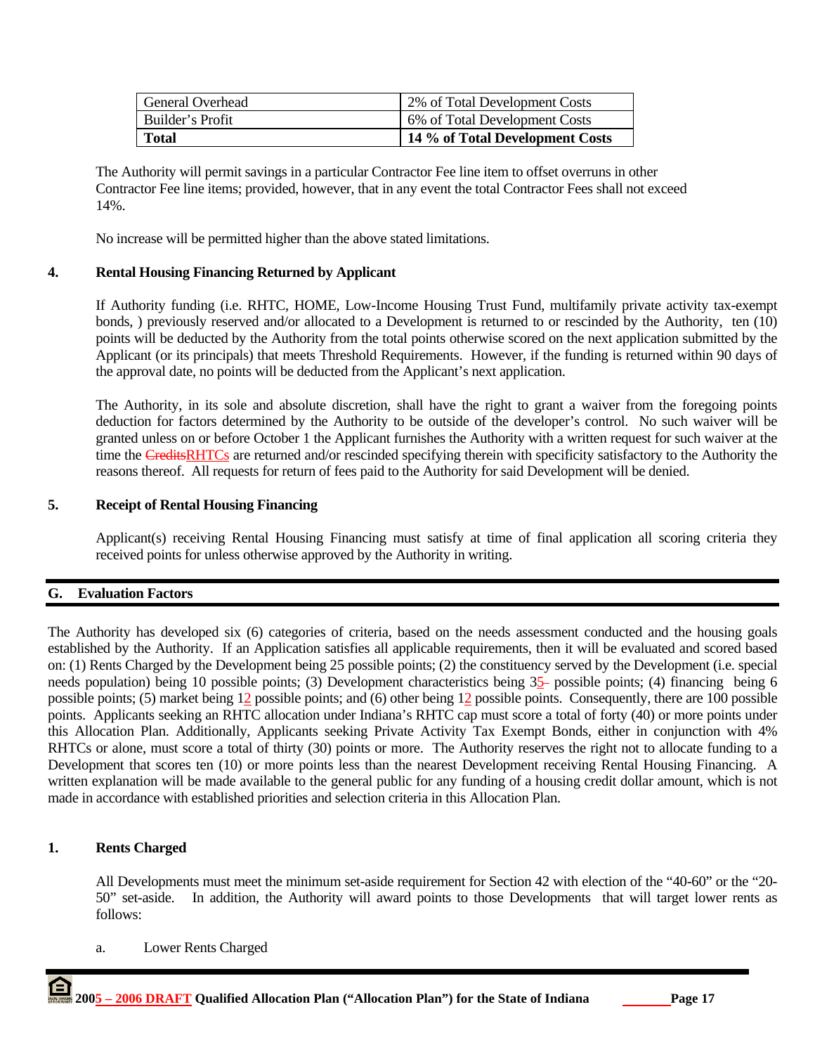| General Overhead | 2% of Total Development Costs |
|---|---|
| Builder's Profit | 6% of Total Development Costs |
| **Total** | **14 % of Total Development Costs** |

The Authority will permit savings in a particular Contractor Fee line item to offset overruns in other Contractor Fee line items; provided, however, that in any event the total Contractor Fees shall not exceed 14%.

No increase will be permitted higher than the above stated limitations.

### 4. Rental Housing Financing Returned by Applicant

If Authority funding (i.e. RHTC, HOME, Low-Income Housing Trust Fund, multifamily private activity tax-exempt bonds, ) previously reserved and/or allocated to a Development is returned to or rescinded by the Authority, ten (10) points will be deducted by the Authority from the total points otherwise scored on the next application submitted by the Applicant (or its principals) that meets Threshold Requirements. However, if the funding is returned within 90 days of the approval date, no points will be deducted from the Applicant's next application.

The Authority, in its sole and absolute discretion, shall have the right to grant a waiver from the foregoing points deduction for factors determined by the Authority to be outside of the developer's control. No such waiver will be granted unless on or before October 1 the Applicant furnishes the Authority with a written request for such waiver at the time the ~~Credits~~RHTCs are returned and/or rescinded specifying therein with specificity satisfactory to the Authority the reasons thereof. All requests for return of fees paid to the Authority for said Development will be denied.

### 5. Receipt of Rental Housing Financing

Applicant(s) receiving Rental Housing Financing must satisfy at time of final application all scoring criteria they received points for unless otherwise approved by the Authority in writing.

## G. Evaluation Factors

The Authority has developed six (6) categories of criteria, based on the needs assessment conducted and the housing goals established by the Authority. If an Application satisfies all applicable requirements, then it will be evaluated and scored based on: (1) Rents Charged by the Development being 25 possible points; (2) the constituency served by the Development (i.e. special needs population) being 10 possible points; (3) Development characteristics being 35 possible points; (4) financing being 6 possible points; (5) market being 12 possible points; and (6) other being 12 possible points. Consequently, there are 100 possible points. Applicants seeking an RHTC allocation under Indiana's RHTC cap must score a total of forty (40) or more points under this Allocation Plan. Additionally, Applicants seeking Private Activity Tax Exempt Bonds, either in conjunction with 4% RHTCs or alone, must score a total of thirty (30) points or more. The Authority reserves the right not to allocate funding to a Development that scores ten (10) or more points less than the nearest Development receiving Rental Housing Financing. A written explanation will be made available to the general public for any funding of a housing credit dollar amount, which is not made in accordance with established priorities and selection criteria in this Allocation Plan.

### 1. Rents Charged

All Developments must meet the minimum set-aside requirement for Section 42 with election of the "40-60" or the "20-50" set-aside. In addition, the Authority will award points to those Developments that will target lower rents as follows:

a. Lower Rents Charged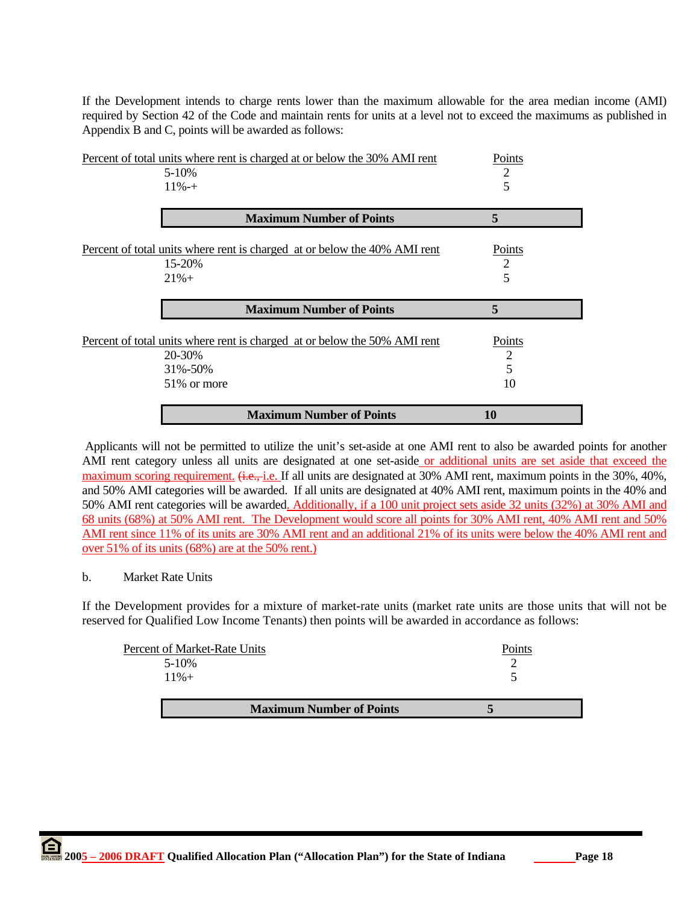If the Development intends to charge rents lower than the maximum allowable for the area median income (AMI) required by Section 42 of the Code and maintain rents for units at a level not to exceed the maximums as published in Appendix B and C, points will be awarded as follows:

| Percent of total units where rent is charged at or below the 30% AMI rent | Points |
|---|---|
| 5-10% | 2 |
| 11%-+ | 5 |
| **Maximum Number of Points** | **5** |

| Percent of total units where rent is charged at or below the 40% AMI rent | Points |
|---|---|
| 15-20% | 2 |
| 21%+ | 5 |
| **Maximum Number of Points** | **5** |

| Percent of total units where rent is charged at or below the 50% AMI rent | Points |
|---|---|
| 20-30% | 2 |
| 31%-50% | 5 |
| 51% or more | 10 |
| **Maximum Number of Points** | **10** |

Applicants will not be permitted to utilize the unit's set-aside at one AMI rent to also be awarded points for another AMI rent category unless all units are designated at one set-aside or additional units are set aside that exceed the maximum scoring requirement. ~~(i.e.,~~ i.e. If all units are designated at 30% AMI rent, maximum points in the 30%, 40%, and 50% AMI categories will be awarded. If all units are designated at 40% AMI rent, maximum points in the 40% and 50% AMI rent categories will be awarded. Additionally, if a 100 unit project sets aside 32 units (32%) at 30% AMI and 68 units (68%) at 50% AMI rent. The Development would score all points for 30% AMI rent, 40% AMI rent and 50% AMI rent since 11% of its units are 30% AMI rent and an additional 21% of its units were below the 40% AMI rent and over 51% of its units (68%) are at the 50% rent.)

b. Market Rate Units

If the Development provides for a mixture of market-rate units (market rate units are those units that will not be reserved for Qualified Low Income Tenants) then points will be awarded in accordance as follows:

| Percent of Market-Rate Units | Points |
|---|---|
| 5-10% | 2 |
| 11%+ | 5 |
| **Maximum Number of Points** | **5** |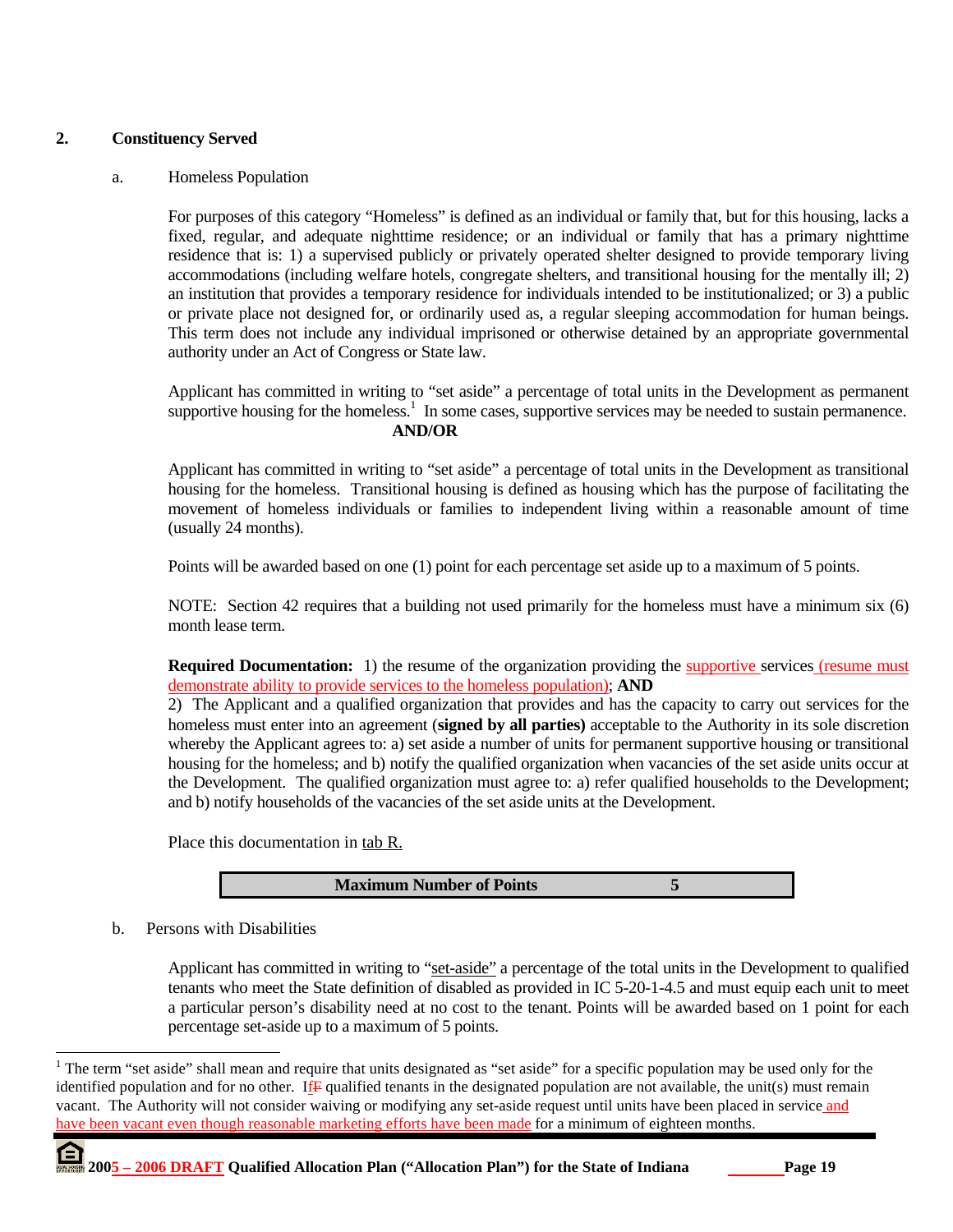## 2. Constituency Served

### a. Homeless Population

For purposes of this category "Homeless" is defined as an individual or family that, but for this housing, lacks a fixed, regular, and adequate nighttime residence; or an individual or family that has a primary nighttime residence that is: 1) a supervised publicly or privately operated shelter designed to provide temporary living accommodations (including welfare hotels, congregate shelters, and transitional housing for the mentally ill; 2) an institution that provides a temporary residence for individuals intended to be institutionalized; or 3) a public or private place not designed for, or ordinarily used as, a regular sleeping accommodation for human beings. This term does not include any individual imprisoned or otherwise detained by an appropriate governmental authority under an Act of Congress or State law.

Applicant has committed in writing to "set aside" a percentage of total units in the Development as permanent supportive housing for the homeless.[1] In some cases, supportive services may be needed to sustain permanence.

**AND/OR**

Applicant has committed in writing to "set aside" a percentage of total units in the Development as transitional housing for the homeless. Transitional housing is defined as housing which has the purpose of facilitating the movement of homeless individuals or families to independent living within a reasonable amount of time (usually 24 months).

Points will be awarded based on one (1) point for each percentage set aside up to a maximum of 5 points.

NOTE: Section 42 requires that a building not used primarily for the homeless must have a minimum six (6) month lease term.

**Required Documentation:** 1) the resume of the organization providing the supportive services (resume must demonstrate ability to provide services to the homeless population); **AND**
2) The Applicant and a qualified organization that provides and has the capacity to carry out services for the homeless must enter into an agreement (**signed by all parties)** acceptable to the Authority in its sole discretion whereby the Applicant agrees to: a) set aside a number of units for permanent supportive housing or transitional housing for the homeless; and b) notify the qualified organization when vacancies of the set aside units occur at the Development. The qualified organization must agree to: a) refer qualified households to the Development; and b) notify households of the vacancies of the set aside units at the Development.

Place this documentation in tab R.

| **Maximum Number of Points** | **5** |
|---|---|

### b. Persons with Disabilities

Applicant has committed in writing to "set-aside" a percentage of the total units in the Development to qualified tenants who meet the State definition of disabled as provided in IC 5-20-1-4.5 and must equip each unit to meet a particular person's disability need at no cost to the tenant. Points will be awarded based on 1 point for each percentage set-aside up to a maximum of 5 points.

---

[1] The term "set aside" shall mean and require that units designated as "set aside" for a specific population may be used only for the identified population and for no other. If qualified tenants in the designated population are not available, the unit(s) must remain vacant. The Authority will not consider waiving or modifying any set-aside request until units have been placed in service and have been vacant even though reasonable marketing efforts have been made for a minimum of eighteen months.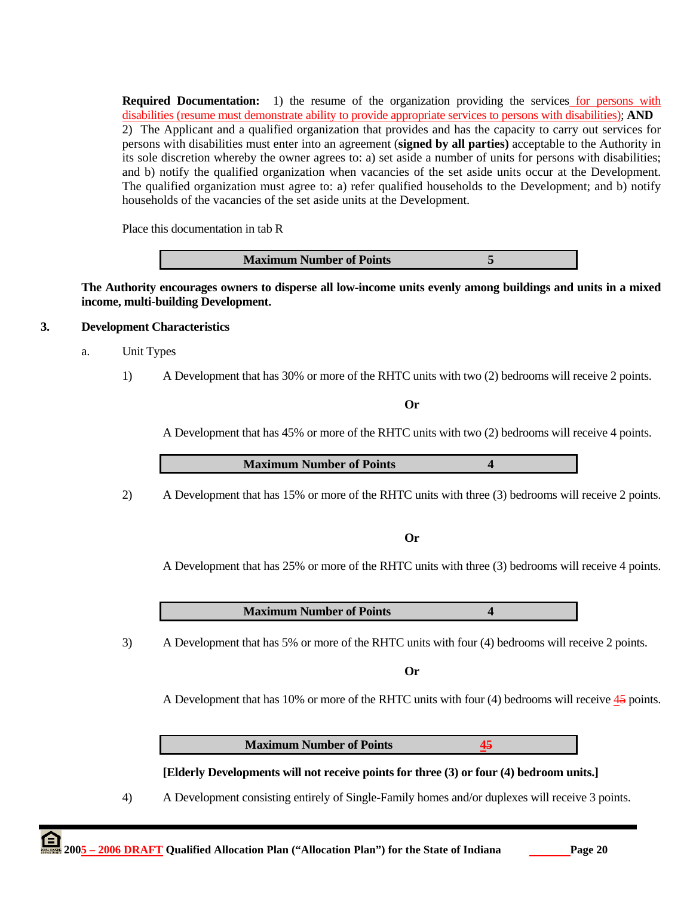**Required Documentation:** 1) the resume of the organization providing the services for persons with disabilities (resume must demonstrate ability to provide appropriate services to persons with disabilities); **AND** 2) The Applicant and a qualified organization that provides and has the capacity to carry out services for persons with disabilities must enter into an agreement (**signed by all parties)** acceptable to the Authority in its sole discretion whereby the owner agrees to: a) set aside a number of units for persons with disabilities; and b) notify the qualified organization when vacancies of the set aside units occur at the Development. The qualified organization must agree to: a) refer qualified households to the Development; and b) notify households of the vacancies of the set aside units at the Development.

Place this documentation in tab R

| Maximum Number of Points | 5 |
|---|---|

**The Authority encourages owners to disperse all low-income units evenly among buildings and units in a mixed income, multi-building Development.**

## 3. Development Characteristics

a. Unit Types

1) A Development that has 30% or more of the RHTC units with two (2) bedrooms will receive 2 points.

**Or**

A Development that has 45% or more of the RHTC units with two (2) bedrooms will receive 4 points.

| Maximum Number of Points | 4 |
|---|---|

2) A Development that has 15% or more of the RHTC units with three (3) bedrooms will receive 2 points.

**Or**

A Development that has 25% or more of the RHTC units with three (3) bedrooms will receive 4 points.

| Maximum Number of Points | 4 |
|---|---|

3) A Development that has 5% or more of the RHTC units with four (4) bedrooms will receive 2 points.

**Or**

A Development that has 10% or more of the RHTC units with four (4) bedrooms will receive 45 points.

| Maximum Number of Points | 45 |
|---|---|

**[Elderly Developments will not receive points for three (3) or four (4) bedroom units.]**

4) A Development consisting entirely of Single-Family homes and/or duplexes will receive 3 points.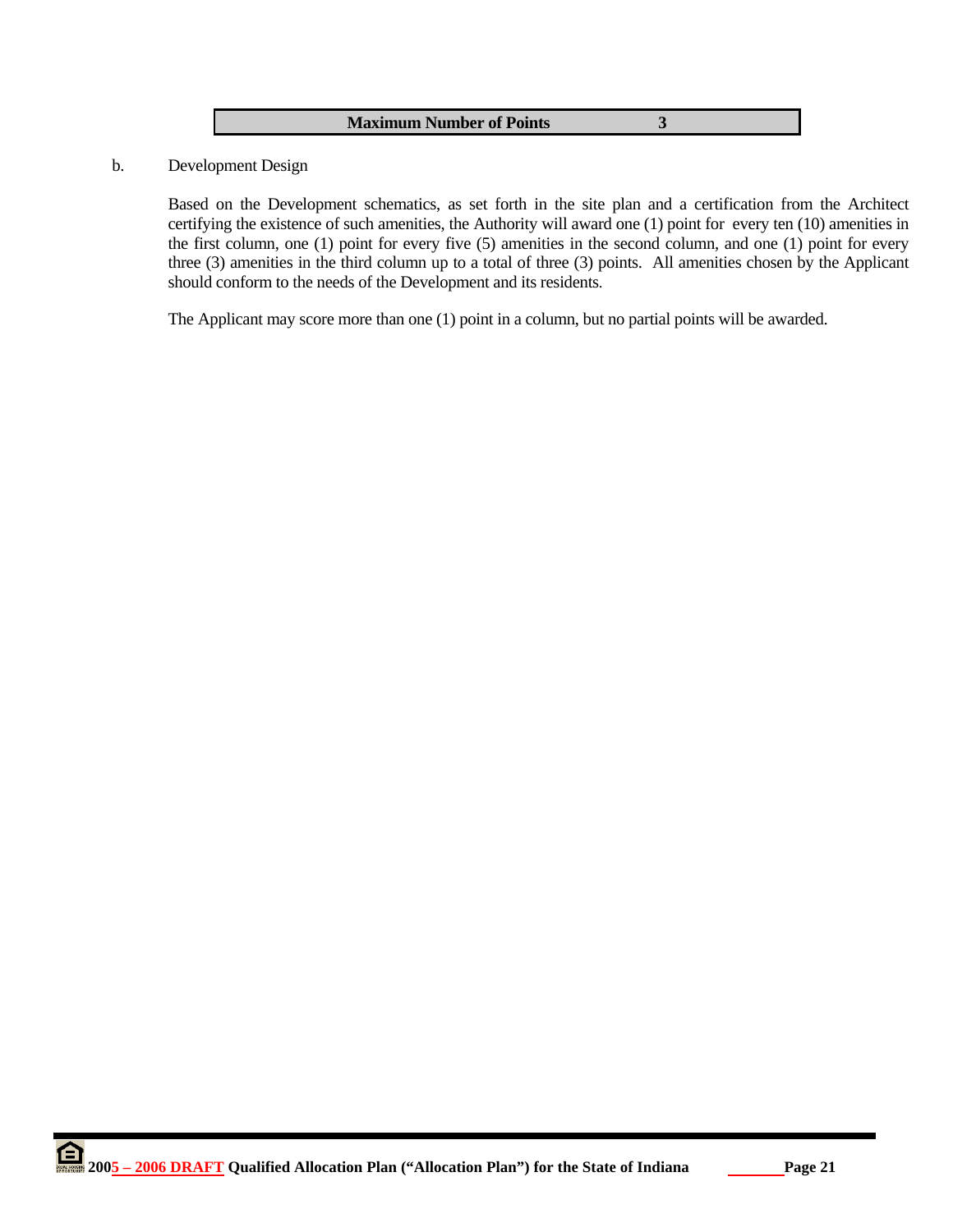| Maximum Number of Points | 3 |
| --- | --- |

b. Development Design

Based on the Development schematics, as set forth in the site plan and a certification from the Architect certifying the existence of such amenities, the Authority will award one (1) point for every ten (10) amenities in the first column, one (1) point for every five (5) amenities in the second column, and one (1) point for every three (3) amenities in the third column up to a total of three (3) points. All amenities chosen by the Applicant should conform to the needs of the Development and its residents.

The Applicant may score more than one (1) point in a column, but no partial points will be awarded.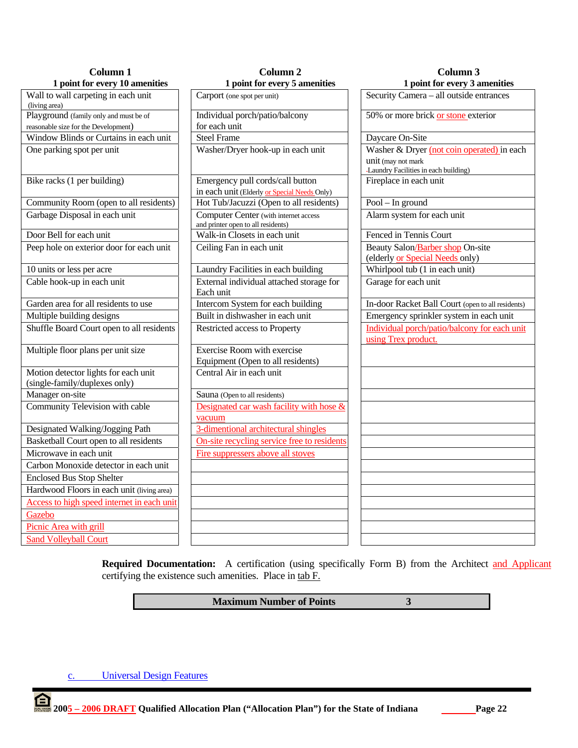| Column 1<br>1 point for every 10 amenities | Column 2<br>1 point for every 5 amenities | Column 3<br>1 point for every 3 amenities |
|---|---|---|
| Wall to wall carpeting in each unit (living area) | Carport (one spot per unit) | Security Camera – all outside entrances |
| Playground (family only and must be of reasonable size for the Development) | Individual porch/patio/balcony for each unit | 50% or more brick or stone exterior |
| Window Blinds or Curtains in each unit | Steel Frame | Daycare On-Site |
| One parking spot per unit | Washer/Dryer hook-up in each unit | Washer & Dryer (not coin operated) in each unit (may not mark -Laundry Facilities in each building) |
| Bike racks (1 per building) | Emergency pull cords/call button in each unit (Elderly or Special Needs Only) | Fireplace in each unit |
| Community Room (open to all residents) | Hot Tub/Jacuzzi (Open to all residents) | Pool – In ground |
| Garbage Disposal in each unit | Computer Center (with internet access and printer open to all residents) | Alarm system for each unit |
| Door Bell for each unit | Walk-in Closets in each unit | Fenced in Tennis Court |
| Peep hole on exterior door for each unit | Ceiling Fan in each unit | Beauty Salon/Barber shop On-site (elderly or Special Needs only) |
| 10 units or less per acre | Laundry Facilities in each building | Whirlpool tub (1 in each unit) |
| Cable hook-up in each unit | External individual attached storage for Each unit | Garage for each unit |
| Garden area for all residents to use | Intercom System for each building | In-door Racket Ball Court (open to all residents) |
| Multiple building designs | Built in dishwasher in each unit | Emergency sprinkler system in each unit |
| Shuffle Board Court open to all residents | Restricted access to Property | Individual porch/patio/balcony for each unit using Trex product. |
| Multiple floor plans per unit size | Exercise Room with exercise Equipment (Open to all residents) | |
| Motion detector lights for each unit (single-family/duplexes only) | Central Air in each unit | |
| Manager on-site | Sauna (Open to all residents) | |
| Community Television with cable | Designated car wash facility with hose & vacuum | |
| Designated Walking/Jogging Path | 3-dimentional architectural shingles | |
| Basketball Court open to all residents | On-site recycling service free to residents | |
| Microwave in each unit | Fire suppressers above all stoves | |
| Carbon Monoxide detector in each unit | | |
| Enclosed Bus Stop Shelter | | |
| Hardwood Floors in each unit (living area) | | |
| Access to high speed internet in each unit | | |
| Gazebo | | |
| Picnic Area with grill | | |
| Sand Volleyball Court | | |

**Required Documentation:** A certification (using specifically Form B) from the Architect and Applicant certifying the existence such amenities. Place in tab F.

| **Maximum Number of Points** | **3** |
|---|---|

c. Universal Design Features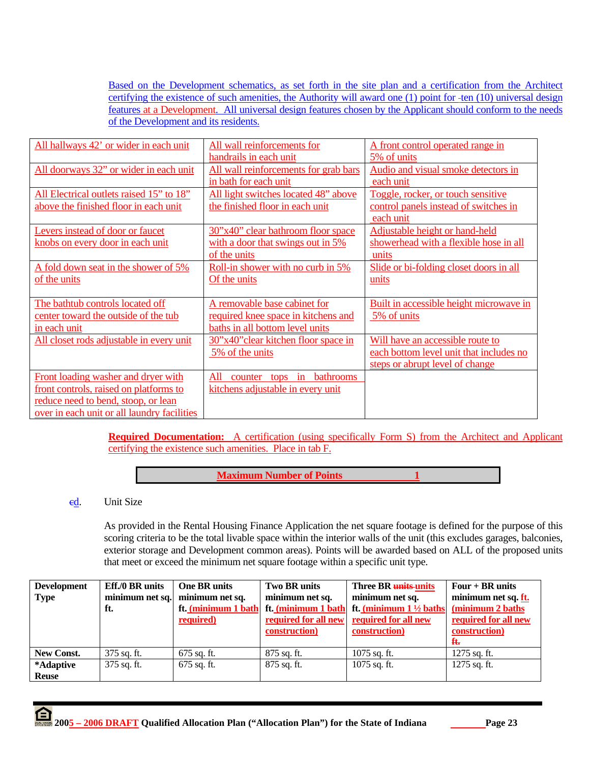Based on the Development schematics, as set forth in the site plan and a certification from the Architect certifying the existence of such amenities, the Authority will award one (1) point for ten (10) universal design features at a Development. All universal design features chosen by the Applicant should conform to the needs of the Development and its residents.

| | | |
|---|---|---|
| All hallways 42' or wider in each unit | All wall reinforcements for handrails in each unit | A front control operated range in 5% of units |
| All doorways 32" or wider in each unit | All wall reinforcements for grab bars in bath for each unit | Audio and visual smoke detectors in each unit |
| All Electrical outlets raised 15" to 18" above the finished floor in each unit | All light switches located 48" above the finished floor in each unit | Toggle, rocker, or touch sensitive control panels instead of switches in each unit |
| Levers instead of door or faucet knobs on every door in each unit | 30"x40" clear bathroom floor space with a door that swings out in 5% of the units | Adjustable height or hand-held showerhead with a flexible hose in all units |
| A fold down seat in the shower of 5% of the units | Roll-in shower with no curb in 5% Of the units | Slide or bi-folding closet doors in all units |
| The bathtub controls located off center toward the outside of the tub in each unit | A removable base cabinet for required knee space in kitchens and baths in all bottom level units | Built in accessible height microwave in 5% of units |
| All closet rods adjustable in every unit | 30"x40"clear kitchen floor space in 5% of the units | Will have an accessible route to each bottom level unit that includes no steps or abrupt level of change |
| Front loading washer and dryer with front controls, raised on platforms to reduce need to bend, stoop, or lean over in each unit or all laundry facilities | All counter tops in bathrooms kitchens adjustable in every unit | |

**Required Documentation:** A certification (using specifically Form S) from the Architect and Applicant certifying the existence such amenities. Place in tab F.

**Maximum Number of Points 1**

d. Unit Size

As provided in the Rental Housing Finance Application the net square footage is defined for the purpose of this scoring criteria to be the total livable space within the interior walls of the unit (this excludes garages, balconies, exterior storage and Development common areas). Points will be awarded based on ALL of the proposed units that meet or exceed the minimum net square footage within a specific unit type.

| Development Type | Eff./0 BR units minimum net sq. ft. | One BR units minimum net sq. ft. (minimum 1 bath required) | Two BR units minimum net sq. ft. (minimum 1 bath required for all new construction) | Three BR units minimum net sq. ft. (minimum 1 ½ baths required for all new construction) | Four + BR units minimum net sq. ft. (minimum 2 baths required for all new construction) |
|---|---|---|---|---|---|
| New Const. | 375 sq. ft. | 675 sq. ft. | 875 sq. ft. | 1075 sq. ft. | 1275 sq. ft. |
| *Adaptive Reuse | 375 sq. ft. | 675 sq. ft. | 875 sq. ft. | 1075 sq. ft. | 1275 sq. ft. |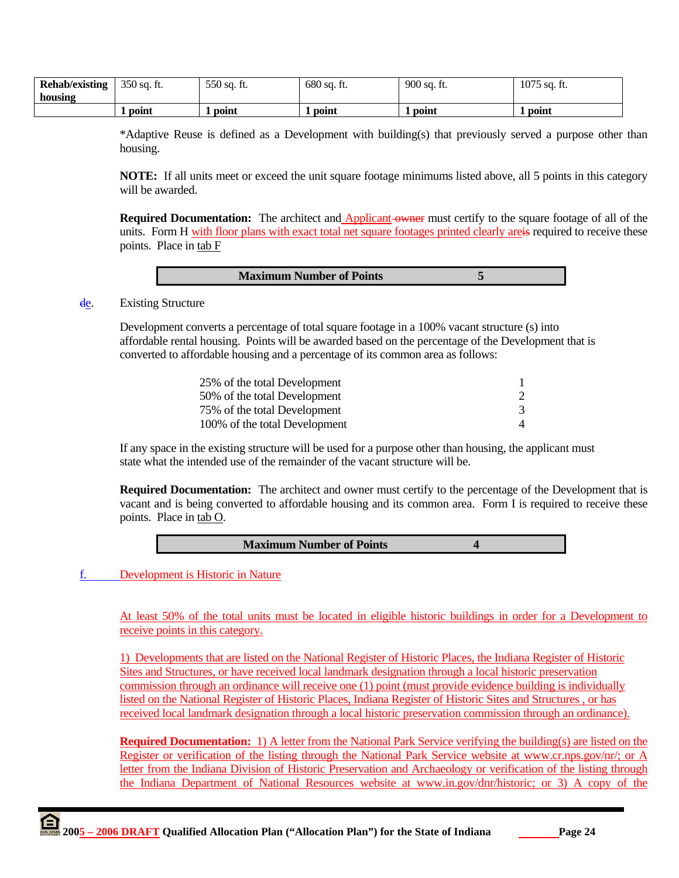| Rehab/existing housing | 350 sq. ft. | 550 sq. ft. | 680 sq. ft. | 900 sq. ft. | 1075 sq. ft. |
|---|---|---|---|---|---|
| | **1 point** | **1 point** | **1 point** | **1 point** | **1 point** |

*Adaptive Reuse is defined as a Development with building(s) that previously served a purpose other than housing.

**NOTE:** If all units meet or exceed the unit square footage minimums listed above, all 5 points in this category will be awarded.

**Required Documentation:** The architect and Applicant ~~owner~~ must certify to the square footage of all of the units. Form H with floor plans with exact total net square footages printed clearly are~~is~~ required to receive these points. Place in tab F

| **Maximum Number of Points** | **5** |
|---|---|

~~d~~e. Existing Structure

Development converts a percentage of total square footage in a 100% vacant structure (s) into affordable rental housing. Points will be awarded based on the percentage of the Development that is converted to affordable housing and a percentage of its common area as follows:

| | |
|---|---|
| 25% of the total Development | 1 |
| 50% of the total Development | 2 |
| 75% of the total Development | 3 |
| 100% of the total Development | 4 |

If any space in the existing structure will be used for a purpose other than housing, the applicant must state what the intended use of the remainder of the vacant structure will be.

**Required Documentation:** The architect and owner must certify to the percentage of the Development that is vacant and is being converted to affordable housing and its common area. Form I is required to receive these points. Place in tab O.

| **Maximum Number of Points** | **4** |
|---|---|

f. Development is Historic in Nature

At least 50% of the total units must be located in eligible historic buildings in order for a Development to receive points in this category.

1) Developments that are listed on the National Register of Historic Places, the Indiana Register of Historic Sites and Structures, or have received local landmark designation through a local historic preservation commission through an ordinance will receive one (1) point (must provide evidence building is individually listed on the National Register of Historic Places, Indiana Register of Historic Sites and Structures , or has received local landmark designation through a local historic preservation commission through an ordinance).

**Required Documentation:** 1) A letter from the National Park Service verifying the building(s) are listed on the Register or verification of the listing through the National Park Service website at www.cr.nps.gov/nr/; or A letter from the Indiana Division of Historic Preservation and Archaeology or verification of the listing through the Indiana Department of National Resources website at www.in.gov/dnr/historic; or 3) A copy of the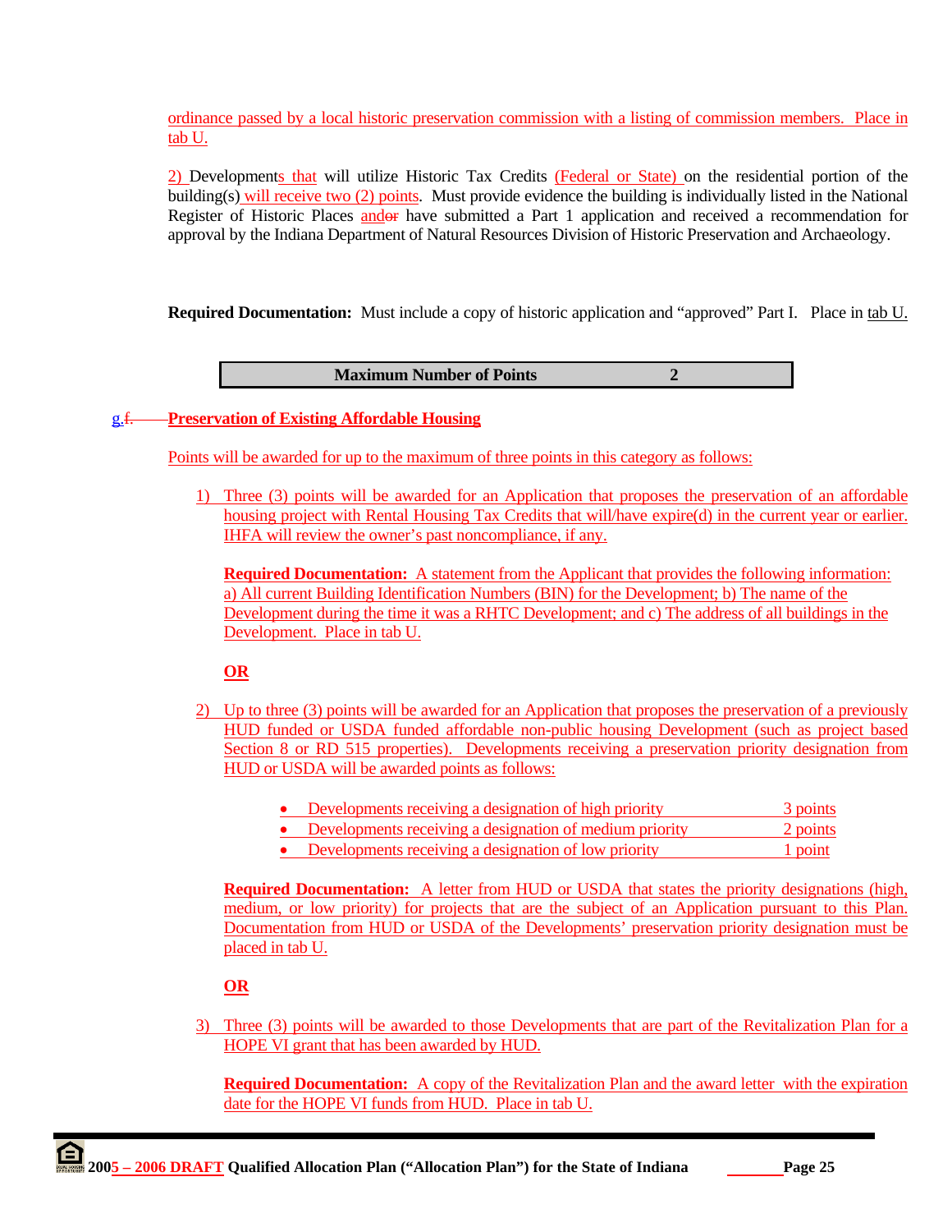ordinance passed by a local historic preservation commission with a listing of commission members. Place in tab U.

2) Developments that will utilize Historic Tax Credits (Federal or State) on the residential portion of the building(s) will receive two (2) points. Must provide evidence the building is individually listed in the National Register of Historic Places andor have submitted a Part 1 application and received a recommendation for approval by the Indiana Department of Natural Resources Division of Historic Preservation and Archaeology.

**Required Documentation:** Must include a copy of historic application and "approved" Part I. Place in tab U.

| **Maximum Number of Points** | **2** |
|---|---|

g.f. **Preservation of Existing Affordable Housing**

Points will be awarded for up to the maximum of three points in this category as follows:

1) Three (3) points will be awarded for an Application that proposes the preservation of an affordable housing project with Rental Housing Tax Credits that will/have expire(d) in the current year or earlier. IHFA will review the owner's past noncompliance, if any.

   **Required Documentation:** A statement from the Applicant that provides the following information: a) All current Building Identification Numbers (BIN) for the Development; b) The name of the Development during the time it was a RHTC Development; and c) The address of all buildings in the Development. Place in tab U.

   **OR**

2) Up to three (3) points will be awarded for an Application that proposes the preservation of a previously HUD funded or USDA funded affordable non-public housing Development (such as project based Section 8 or RD 515 properties). Developments receiving a preservation priority designation from HUD or USDA will be awarded points as follows:

   - Developments receiving a designation of high priority — 3 points
   - Developments receiving a designation of medium priority — 2 points
   - Developments receiving a designation of low priority — 1 point

   **Required Documentation:** A letter from HUD or USDA that states the priority designations (high, medium, or low priority) for projects that are the subject of an Application pursuant to this Plan. Documentation from HUD or USDA of the Developments' preservation priority designation must be placed in tab U.

   **OR**

3) Three (3) points will be awarded to those Developments that are part of the Revitalization Plan for a HOPE VI grant that has been awarded by HUD.

   **Required Documentation:** A copy of the Revitalization Plan and the award letter with the expiration date for the HOPE VI funds from HUD. Place in tab U.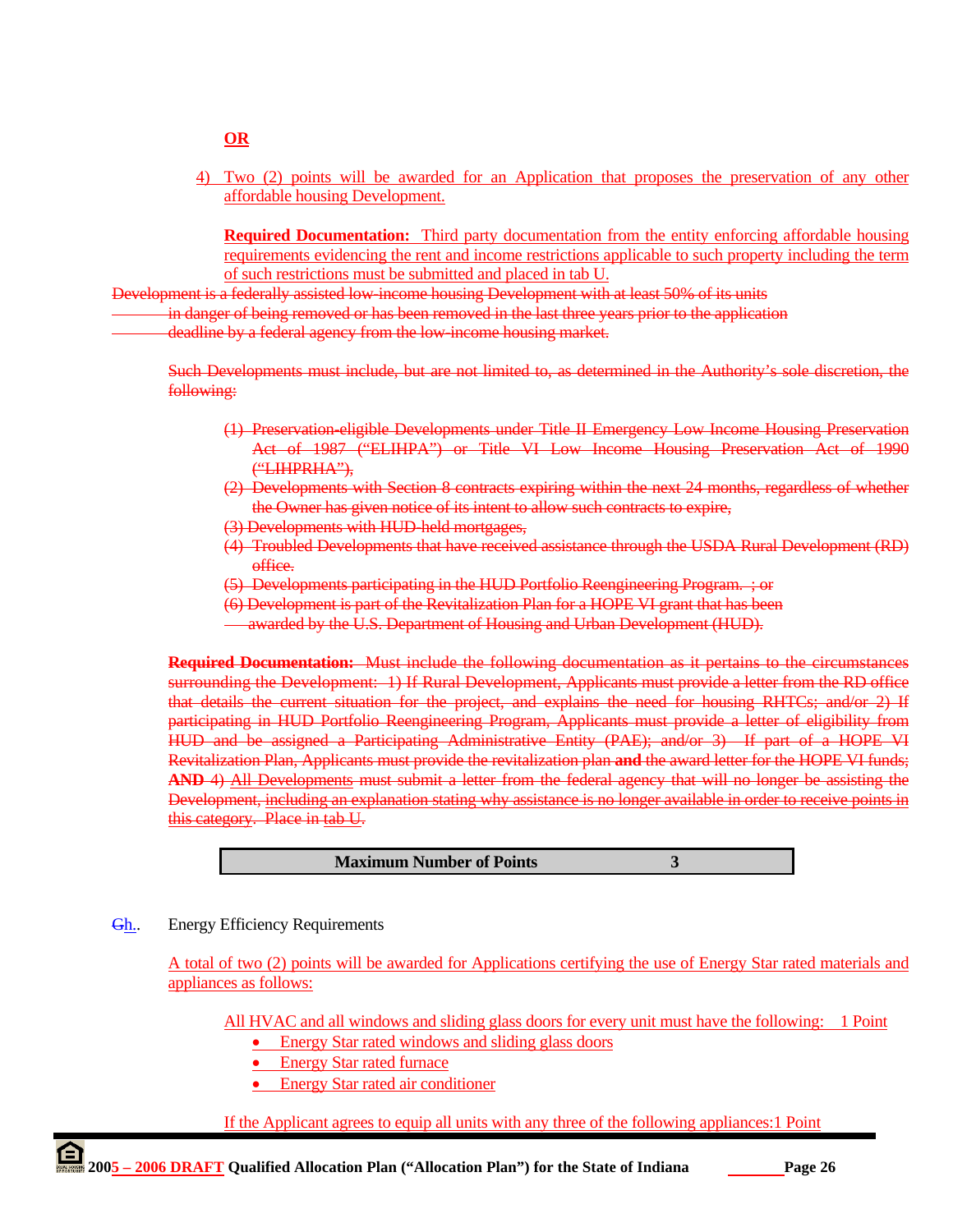**OR**

4) Two (2) points will be awarded for an Application that proposes the preservation of any other affordable housing Development.

**Required Documentation:** Third party documentation from the entity enforcing affordable housing requirements evidencing the rent and income restrictions applicable to such property including the term of such restrictions must be submitted and placed in tab U.

~~Development is a federally assisted low-income housing Development with at least 50% of its units in danger of being removed or has been removed in the last three years prior to the application deadline by a federal agency from the low-income housing market.~~

~~Such Developments must include, but are not limited to, as determined in the Authority's sole discretion, the following:~~

~~(1) Preservation-eligible Developments under Title II Emergency Low Income Housing Preservation Act of 1987 ("ELIHPA") or Title VI Low Income Housing Preservation Act of 1990 ("LIHPRHA"),~~

~~(2) Developments with Section 8 contracts expiring within the next 24 months, regardless of whether the Owner has given notice of its intent to allow such contracts to expire,~~

~~(3) Developments with HUD-held mortgages,~~

~~(4) Troubled Developments that have received assistance through the USDA Rural Development (RD) office.~~

~~(5) Developments participating in the HUD Portfolio Reengineering Program. ; or~~

~~(6) Development is part of the Revitalization Plan for a HOPE VI grant that has been awarded by the U.S. Department of Housing and Urban Development (HUD).~~

~~**Required Documentation:** Must include the following documentation as it pertains to the circumstances surrounding the Development: 1) If Rural Development, Applicants must provide a letter from the RD office that details the current situation for the project, and explains the need for housing RHTCs; and/or 2) If participating in HUD Portfolio Reengineering Program, Applicants must provide a letter of eligibility from HUD and be assigned a Participating Administrative Entity (PAE); and/or 3) If part of a HOPE VI Revitalization Plan, Applicants must provide the revitalization plan **and** the award letter for the HOPE VI funds; **AND** 4) All Developments must submit a letter from the federal agency that will no longer be assisting the Development, including an explanation stating why assistance is no longer available in order to receive points in this category. Place in tab U.~~

| Maximum Number of Points | 3 |
|---|---|

~~G~~h.. Energy Efficiency Requirements

A total of two (2) points will be awarded for Applications certifying the use of Energy Star rated materials and appliances as follows:

All HVAC and all windows and sliding glass doors for every unit must have the following: 1 Point

- Energy Star rated windows and sliding glass doors
- Energy Star rated furnace
- Energy Star rated air conditioner

If the Applicant agrees to equip all units with any three of the following appliances:1 Point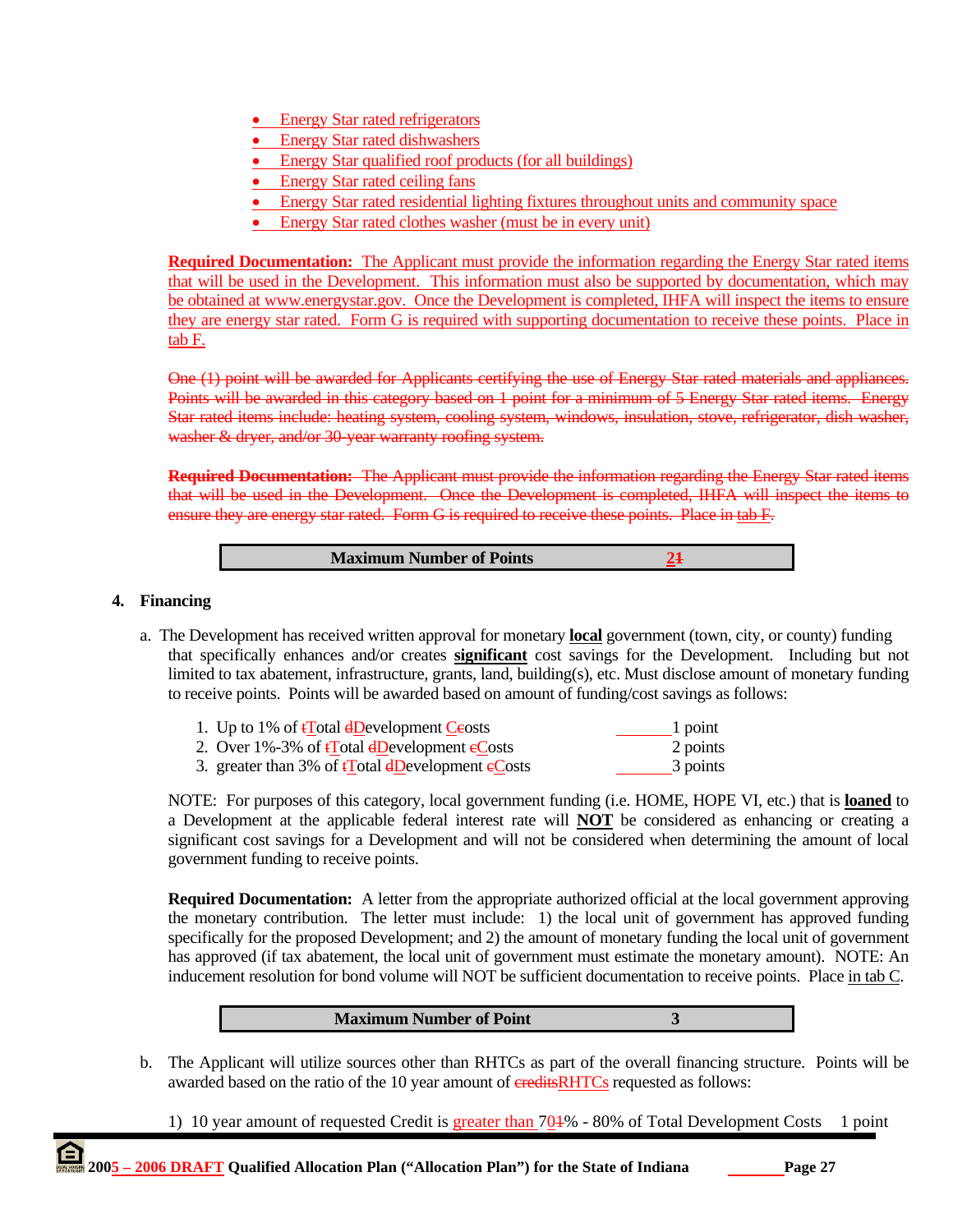- Energy Star rated refrigerators
- Energy Star rated dishwashers
- Energy Star qualified roof products (for all buildings)
- Energy Star rated ceiling fans
- Energy Star rated residential lighting fixtures throughout units and community space
- Energy Star rated clothes washer (must be in every unit)

**Required Documentation:** The Applicant must provide the information regarding the Energy Star rated items that will be used in the Development. This information must also be supported by documentation, which may be obtained at www.energystar.gov. Once the Development is completed, IHFA will inspect the items to ensure they are energy star rated. Form G is required with supporting documentation to receive these points. Place in tab F.

~~One (1) point will be awarded for Applicants certifying the use of Energy Star rated materials and appliances. Points will be awarded in this category based on 1 point for a minimum of 5 Energy Star rated items. Energy Star rated items include: heating system, cooling system, windows, insulation, stove, refrigerator, dish washer, washer & dryer, and/or 30-year warranty roofing system.~~

~~**Required Documentation:** The Applicant must provide the information regarding the Energy Star rated items that will be used in the Development. Once the Development is completed, IHFA will inspect the items to ensure they are energy star rated. Form G is required to receive these points. Place in tab F.~~

| Maximum Number of Points | 2~~1~~ |
|---|---|

**4. Financing**

a. The Development has received written approval for monetary **local** government (town, city, or county) funding that specifically enhances and/or creates **significant** cost savings for the Development. Including but not limited to tax abatement, infrastructure, grants, land, building(s), etc. Must disclose amount of monetary funding to receive points. Points will be awarded based on amount of funding/cost savings as follows:

1. Up to 1% of ~~t~~Total ~~d~~Development C~~c~~osts ______ 1 point
2. Over 1%-3% of ~~t~~Total ~~d~~Development ~~c~~Costs ______ 2 points
3. greater than 3% of ~~t~~Total ~~d~~Development ~~c~~Costs ______ 3 points

NOTE: For purposes of this category, local government funding (i.e. HOME, HOPE VI, etc.) that is **loaned** to a Development at the applicable federal interest rate will **NOT** be considered as enhancing or creating a significant cost savings for a Development and will not be considered when determining the amount of local government funding to receive points.

**Required Documentation:** A letter from the appropriate authorized official at the local government approving the monetary contribution. The letter must include: 1) the local unit of government has approved funding specifically for the proposed Development; and 2) the amount of monetary funding the local unit of government has approved (if tax abatement, the local unit of government must estimate the monetary amount). NOTE: An inducement resolution for bond volume will NOT be sufficient documentation to receive points. Place in tab C.

| Maximum Number of Point | 3 |
|---|---|

b. The Applicant will utilize sources other than RHTCs as part of the overall financing structure. Points will be awarded based on the ratio of the 10 year amount of ~~credits~~RHTCs requested as follows:

1) 10 year amount of requested Credit is greater than 70~~1~~% - 80% of Total Development Costs 1 point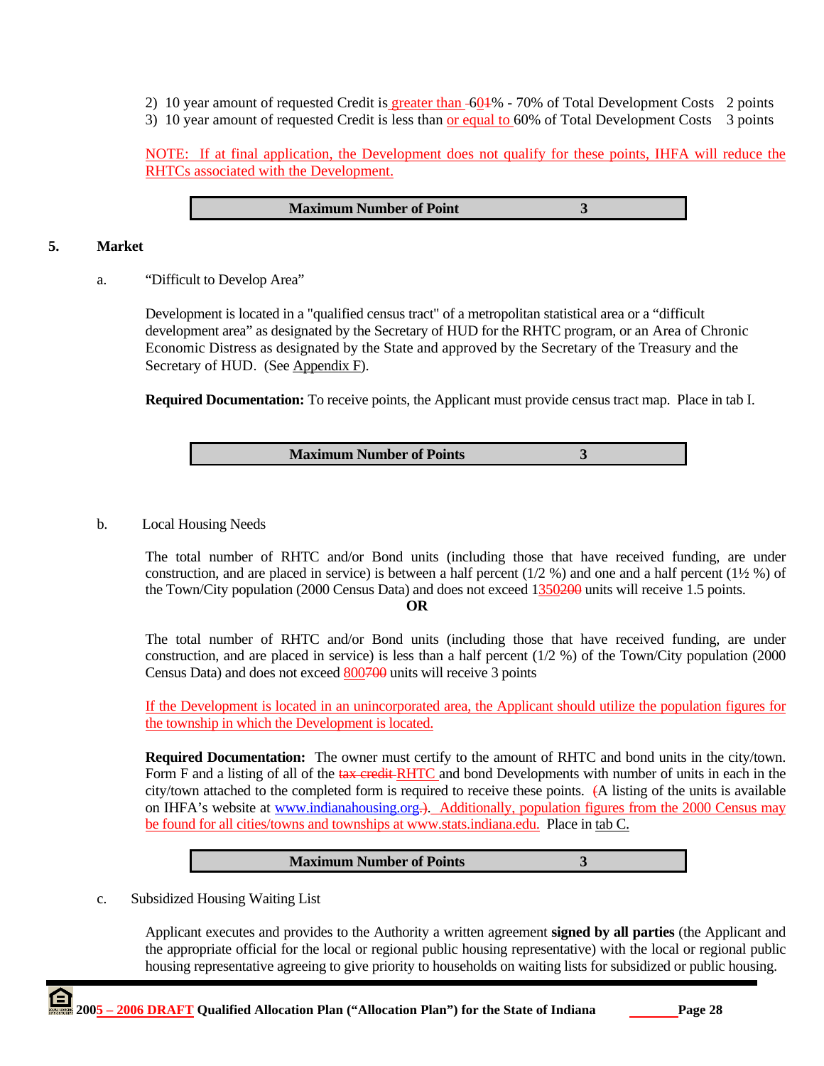2) 10 year amount of requested Credit is greater than 601% - 70% of Total Development Costs 2 points
3) 10 year amount of requested Credit is less than or equal to 60% of Total Development Costs 3 points

NOTE: If at final application, the Development does not qualify for these points, IHFA will reduce the RHTCs associated with the Development.

| Maximum Number of Point | 3 |
|---|---|

## 5. Market

### a. "Difficult to Develop Area"

Development is located in a "qualified census tract" of a metropolitan statistical area or a "difficult development area" as designated by the Secretary of HUD for the RHTC program, or an Area of Chronic Economic Distress as designated by the State and approved by the Secretary of the Treasury and the Secretary of HUD. (See Appendix F).

**Required Documentation:** To receive points, the Applicant must provide census tract map. Place in tab I.

| Maximum Number of Points | 3 |
|---|---|

### b. Local Housing Needs

The total number of RHTC and/or Bond units (including those that have received funding, are under construction, and are placed in service) is between a half percent (1/2 %) and one and a half percent (1½ %) of the Town/City population (2000 Census Data) and does not exceed 1350200 units will receive 1.5 points.

**OR**

The total number of RHTC and/or Bond units (including those that have received funding, are under construction, and are placed in service) is less than a half percent (1/2 %) of the Town/City population (2000 Census Data) and does not exceed 800700 units will receive 3 points

If the Development is located in an unincorporated area, the Applicant should utilize the population figures for the township in which the Development is located.

**Required Documentation:** The owner must certify to the amount of RHTC and bond units in the city/town. Form F and a listing of all of the tax credit RHTC and bond Developments with number of units in each in the city/town attached to the completed form is required to receive these points. (A listing of the units is available on IHFA's website at www.indianahousing.org.). Additionally, population figures from the 2000 Census may be found for all cities/towns and townships at www.stats.indiana.edu. Place in tab C.

| Maximum Number of Points | 3 |
|---|---|

### c. Subsidized Housing Waiting List

Applicant executes and provides to the Authority a written agreement **signed by all parties** (the Applicant and the appropriate official for the local or regional public housing representative) with the local or regional public housing representative agreeing to give priority to households on waiting lists for subsidized or public housing.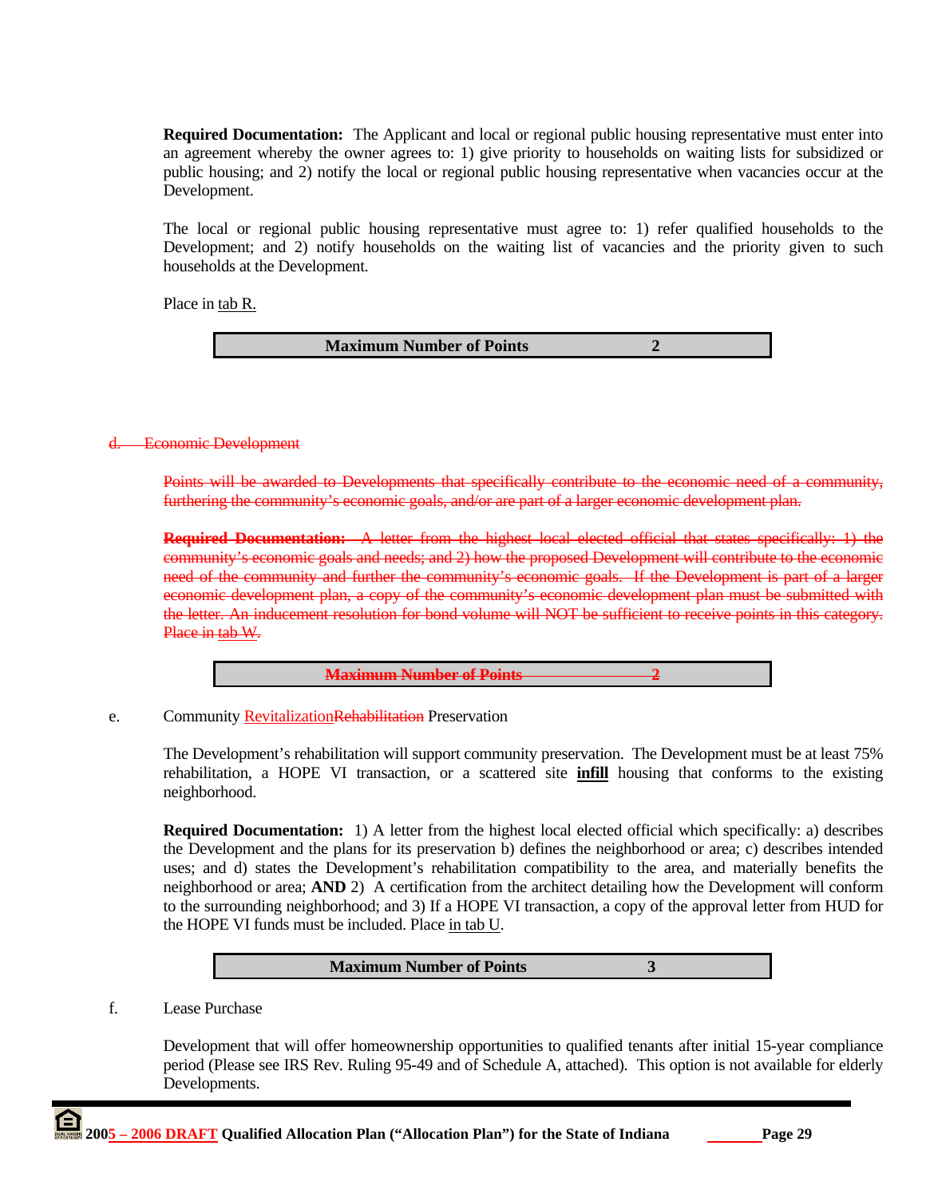**Required Documentation:** The Applicant and local or regional public housing representative must enter into an agreement whereby the owner agrees to: 1) give priority to households on waiting lists for subsidized or public housing; and 2) notify the local or regional public housing representative when vacancies occur at the Development.

The local or regional public housing representative must agree to: 1) refer qualified households to the Development; and 2) notify households on the waiting list of vacancies and the priority given to such households at the Development.

Place in tab R.

| Maximum Number of Points | 2 |
|---|---|

~~d. Economic Development~~

~~Points will be awarded to Developments that specifically contribute to the economic need of a community, furthering the community's economic goals, and/or are part of a larger economic development plan.~~

~~**Required Documentation:** A letter from the highest local elected official that states specifically: 1) the community's economic goals and needs; and 2) how the proposed Development will contribute to the economic need of the community and further the community's economic goals. If the Development is part of a larger economic development plan, a copy of the community's economic development plan must be submitted with the letter. An inducement resolution for bond volume will NOT be sufficient to receive points in this category. Place in tab W.~~

| ~~Maximum Number of Points~~ | ~~2~~ |
|---|---|

e. Community Revitalization~~Rehabilitation~~ Preservation

The Development's rehabilitation will support community preservation. The Development must be at least 75% rehabilitation, a HOPE VI transaction, or a scattered site **infill** housing that conforms to the existing neighborhood.

**Required Documentation:** 1) A letter from the highest local elected official which specifically: a) describes the Development and the plans for its preservation b) defines the neighborhood or area; c) describes intended uses; and d) states the Development's rehabilitation compatibility to the area, and materially benefits the neighborhood or area; **AND** 2) A certification from the architect detailing how the Development will conform to the surrounding neighborhood; and 3) If a HOPE VI transaction, a copy of the approval letter from HUD for the HOPE VI funds must be included. Place in tab U.

| Maximum Number of Points | 3 |
|---|---|

f. Lease Purchase

Development that will offer homeownership opportunities to qualified tenants after initial 15-year compliance period (Please see IRS Rev. Ruling 95-49 and of Schedule A, attached). This option is not available for elderly Developments.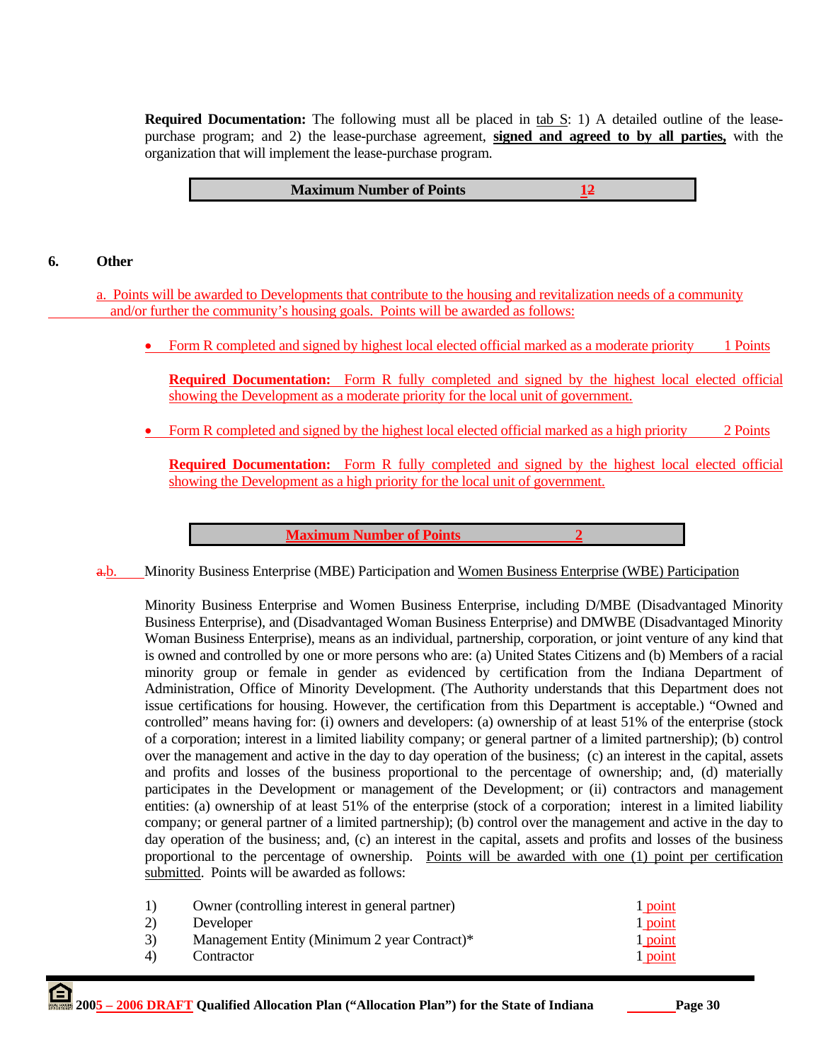**Required Documentation:** The following must all be placed in tab S: 1) A detailed outline of the lease-purchase program; and 2) the lease-purchase agreement, **signed and agreed to by all parties,** with the organization that will implement the lease-purchase program.

| Maximum Number of Points | 12 |
|---|---|

## 6. Other

a. Points will be awarded to Developments that contribute to the housing and revitalization needs of a community and/or further the community's housing goals. Points will be awarded as follows:

- Form R completed and signed by highest local elected official marked as a moderate priority 1 Points

  **Required Documentation:** Form R fully completed and signed by the highest local elected official showing the Development as a moderate priority for the local unit of government.

- Form R completed and signed by the highest local elected official marked as a high priority 2 Points

  **Required Documentation:** Form R fully completed and signed by the highest local elected official showing the Development as a high priority for the local unit of government.

| Maximum Number of Points | 2 |
|---|---|

a.b. Minority Business Enterprise (MBE) Participation and Women Business Enterprise (WBE) Participation

Minority Business Enterprise and Women Business Enterprise, including D/MBE (Disadvantaged Minority Business Enterprise), and (Disadvantaged Woman Business Enterprise) and DMWBE (Disadvantaged Minority Woman Business Enterprise), means as an individual, partnership, corporation, or joint venture of any kind that is owned and controlled by one or more persons who are: (a) United States Citizens and (b) Members of a racial minority group or female in gender as evidenced by certification from the Indiana Department of Administration, Office of Minority Development. (The Authority understands that this Department does not issue certifications for housing. However, the certification from this Department is acceptable.) "Owned and controlled" means having for: (i) owners and developers: (a) ownership of at least 51% of the enterprise (stock of a corporation; interest in a limited liability company; or general partner of a limited partnership); (b) control over the management and active in the day to day operation of the business; (c) an interest in the capital, assets and profits and losses of the business proportional to the percentage of ownership; and, (d) materially participates in the Development or management of the Development; or (ii) contractors and management entities: (a) ownership of at least 51% of the enterprise (stock of a corporation; interest in a limited liability company; or general partner of a limited partnership); (b) control over the management and active in the day to day operation of the business; and, (c) an interest in the capital, assets and profits and losses of the business proportional to the percentage of ownership. Points will be awarded with one (1) point per certification submitted. Points will be awarded as follows:

1) Owner (controlling interest in general partner) 1 point
2) Developer 1 point
3) Management Entity (Minimum 2 year Contract)* 1 point
4) Contractor 1 point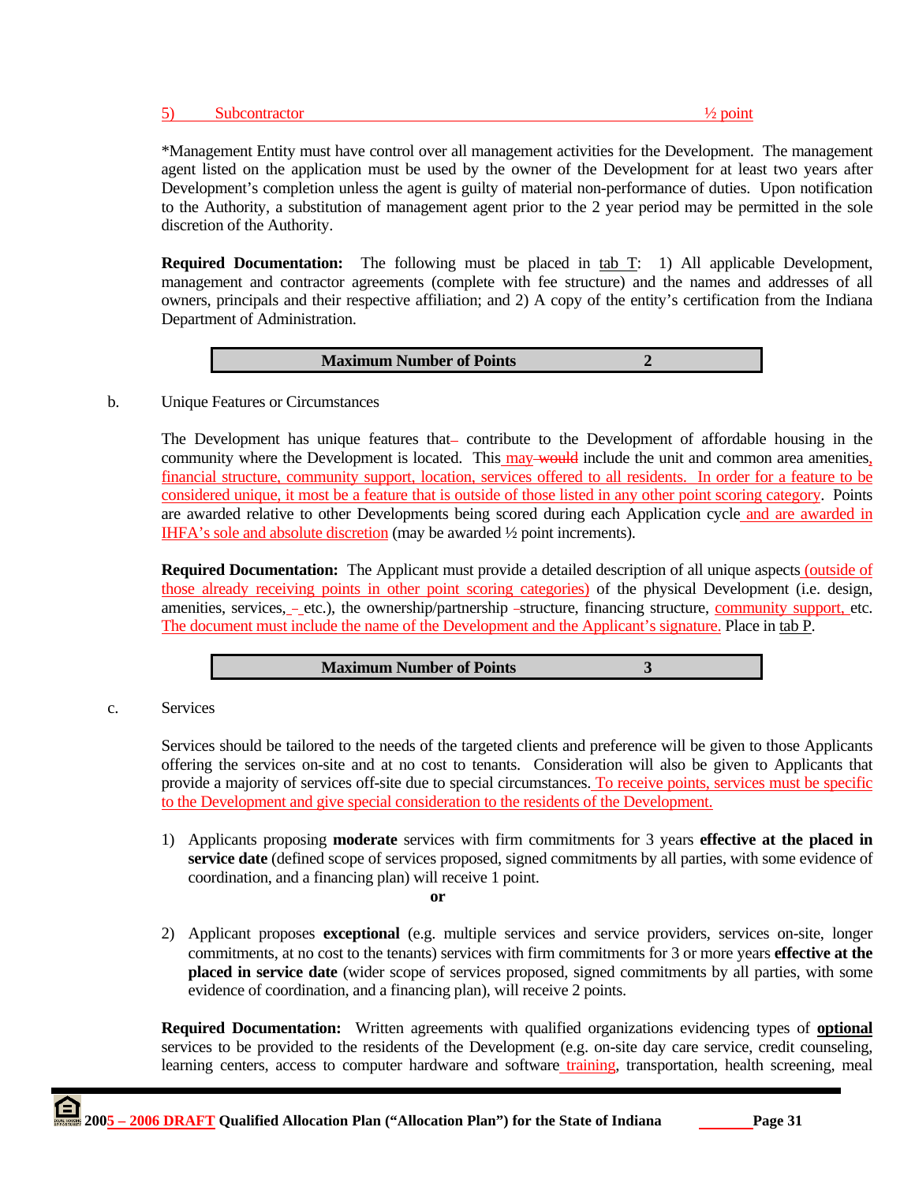5) Subcontractor ½ point

*Management Entity must have control over all management activities for the Development. The management agent listed on the application must be used by the owner of the Development for at least two years after Development's completion unless the agent is guilty of material non-performance of duties. Upon notification to the Authority, a substitution of management agent prior to the 2 year period may be permitted in the sole discretion of the Authority.

**Required Documentation:** The following must be placed in tab T: 1) All applicable Development, management and contractor agreements (complete with fee structure) and the names and addresses of all owners, principals and their respective affiliation; and 2) A copy of the entity's certification from the Indiana Department of Administration.

| **Maximum Number of Points** | **2** |
|---|---|

b. Unique Features or Circumstances

The Development has unique features that contribute to the Development of affordable housing in the community where the Development is located. This may ~~would~~ include the unit and common area amenities, financial structure, community support, location, services offered to all residents. In order for a feature to be considered unique, it most be a feature that is outside of those listed in any other point scoring category. Points are awarded relative to other Developments being scored during each Application cycle and are awarded in IHFA's sole and absolute discretion (may be awarded ½ point increments).

**Required Documentation:** The Applicant must provide a detailed description of all unique aspects (outside of those already receiving points in other point scoring categories) of the physical Development (i.e. design, amenities, services, etc.), the ownership/partnership structure, financing structure, community support, etc. The document must include the name of the Development and the Applicant's signature. Place in tab P.

| **Maximum Number of Points** | **3** |
|---|---|

c. Services

Services should be tailored to the needs of the targeted clients and preference will be given to those Applicants offering the services on-site and at no cost to tenants. Consideration will also be given to Applicants that provide a majority of services off-site due to special circumstances. To receive points, services must be specific to the Development and give special consideration to the residents of the Development.

1) Applicants proposing **moderate** services with firm commitments for 3 years **effective at the placed in service date** (defined scope of services proposed, signed commitments by all parties, with some evidence of coordination, and a financing plan) will receive 1 point.

**or**

2) Applicant proposes **exceptional** (e.g. multiple services and service providers, services on-site, longer commitments, at no cost to the tenants) services with firm commitments for 3 or more years **effective at the placed in service date** (wider scope of services proposed, signed commitments by all parties, with some evidence of coordination, and a financing plan), will receive 2 points.

**Required Documentation:** Written agreements with qualified organizations evidencing types of **optional** services to be provided to the residents of the Development (e.g. on-site day care service, credit counseling, learning centers, access to computer hardware and software training, transportation, health screening, meal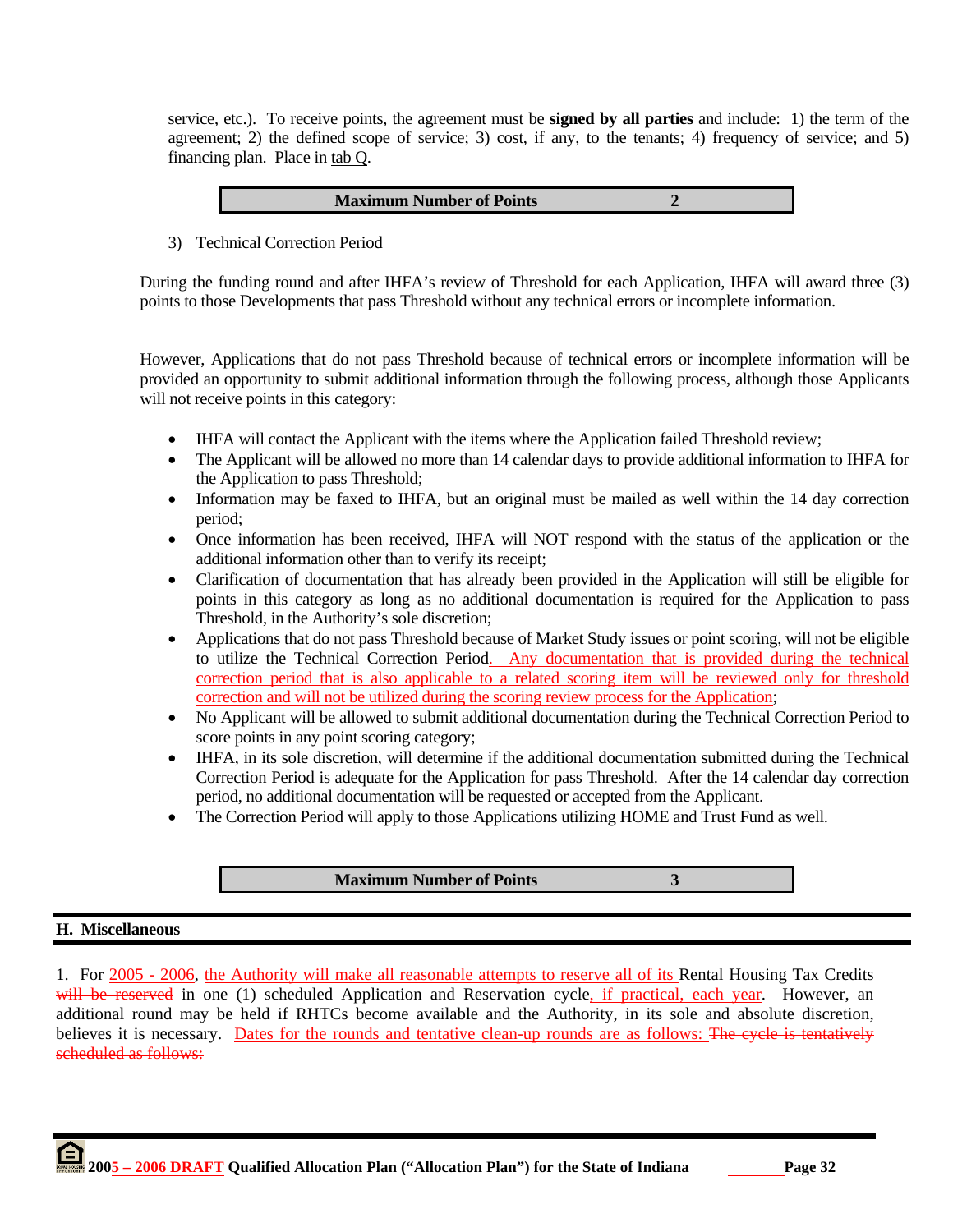service, etc.). To receive points, the agreement must be **signed by all parties** and include: 1) the term of the agreement; 2) the defined scope of service; 3) cost, if any, to the tenants; 4) frequency of service; and 5) financing plan. Place in tab Q.

| **Maximum Number of Points** | **2** |
|---|---|

3) Technical Correction Period

During the funding round and after IHFA's review of Threshold for each Application, IHFA will award three (3) points to those Developments that pass Threshold without any technical errors or incomplete information.

However, Applications that do not pass Threshold because of technical errors or incomplete information will be provided an opportunity to submit additional information through the following process, although those Applicants will not receive points in this category:

- IHFA will contact the Applicant with the items where the Application failed Threshold review;
- The Applicant will be allowed no more than 14 calendar days to provide additional information to IHFA for the Application to pass Threshold;
- Information may be faxed to IHFA, but an original must be mailed as well within the 14 day correction period;
- Once information has been received, IHFA will NOT respond with the status of the application or the additional information other than to verify its receipt;
- Clarification of documentation that has already been provided in the Application will still be eligible for points in this category as long as no additional documentation is required for the Application to pass Threshold, in the Authority's sole discretion;
- Applications that do not pass Threshold because of Market Study issues or point scoring, will not be eligible to utilize the Technical Correction Period. Any documentation that is provided during the technical correction period that is also applicable to a related scoring item will be reviewed only for threshold correction and will not be utilized during the scoring review process for the Application;
- No Applicant will be allowed to submit additional documentation during the Technical Correction Period to score points in any point scoring category;
- IHFA, in its sole discretion, will determine if the additional documentation submitted during the Technical Correction Period is adequate for the Application for pass Threshold. After the 14 calendar day correction period, no additional documentation will be requested or accepted from the Applicant.
- The Correction Period will apply to those Applications utilizing HOME and Trust Fund as well.

| **Maximum Number of Points** | **3** |
|---|---|

## H. Miscellaneous

1. For 2005 - 2006, the Authority will make all reasonable attempts to reserve all of its Rental Housing Tax Credits ~~will be reserved~~ in one (1) scheduled Application and Reservation cycle, if practical, each year. However, an additional round may be held if RHTCs become available and the Authority, in its sole and absolute discretion, believes it is necessary. Dates for the rounds and tentative clean-up rounds are as follows: ~~The cycle is tentatively scheduled as follows:~~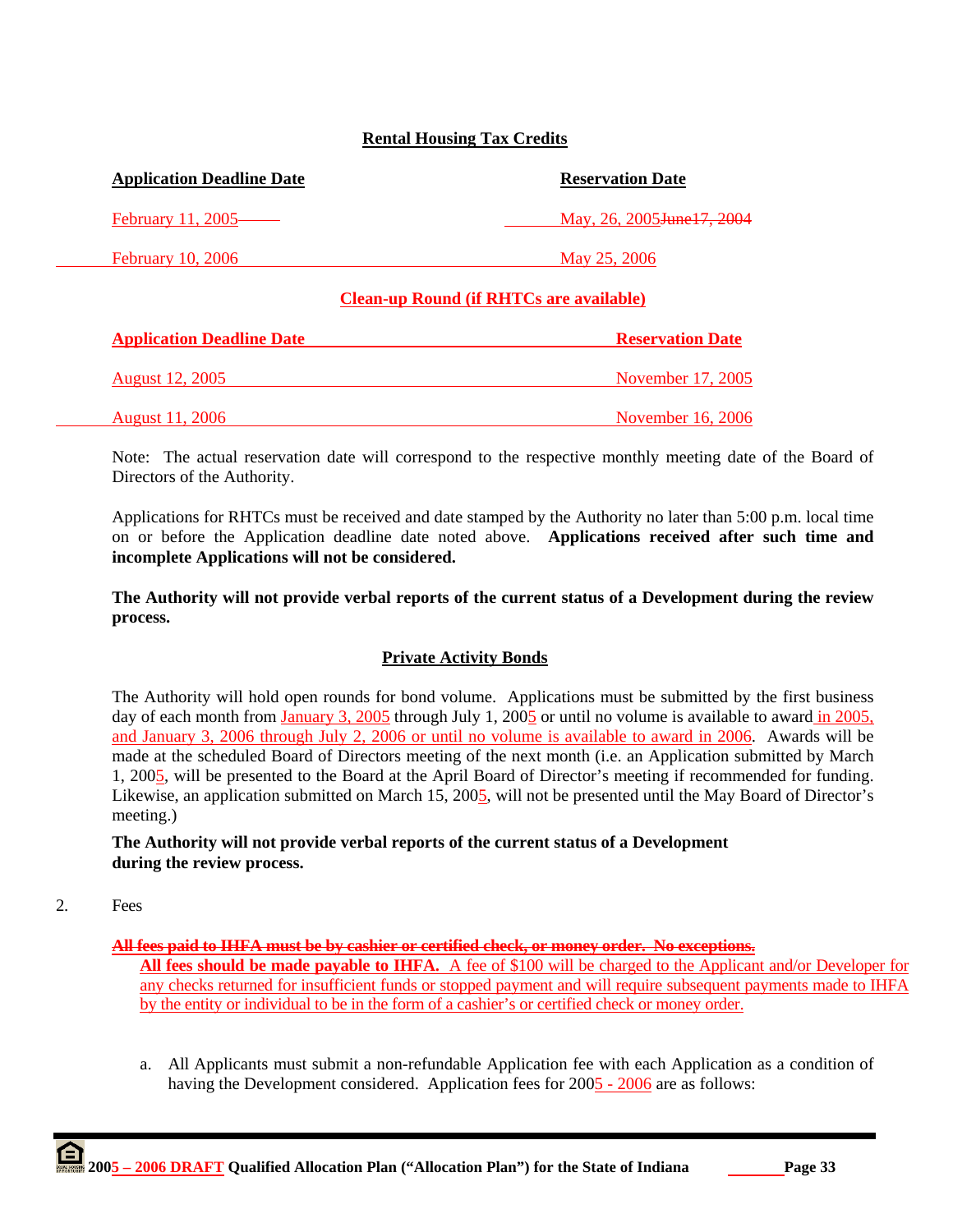**Rental Housing Tax Credits**

| Application Deadline Date | Reservation Date |
|---|---|
| February 11, 2005 | May, 26, 2005~~June17, 2004~~ |
| February 10, 2006 | May 25, 2006 |

**Clean-up Round (if RHTCs are available)**

| Application Deadline Date | Reservation Date |
|---|---|
| August 12, 2005 | November 17, 2005 |
| August 11, 2006 | November 16, 2006 |

Note: The actual reservation date will correspond to the respective monthly meeting date of the Board of Directors of the Authority.

Applications for RHTCs must be received and date stamped by the Authority no later than 5:00 p.m. local time on or before the Application deadline date noted above. **Applications received after such time and incomplete Applications will not be considered.**

**The Authority will not provide verbal reports of the current status of a Development during the review process.**

**Private Activity Bonds**

The Authority will hold open rounds for bond volume. Applications must be submitted by the first business day of each month from January 3, 2005 through July 1, 2005 or until no volume is available to award in 2005, and January 3, 2006 through July 2, 2006 or until no volume is available to award in 2006. Awards will be made at the scheduled Board of Directors meeting of the next month (i.e. an Application submitted by March 1, 2005, will be presented to the Board at the April Board of Director's meeting if recommended for funding. Likewise, an application submitted on March 15, 2005, will not be presented until the May Board of Director's meeting.)

**The Authority will not provide verbal reports of the current status of a Development during the review process.**

2. Fees

~~**All fees paid to IHFA must be by cashier or certified check, or money order. No exceptions.**~~

**All fees should be made payable to IHFA.** A fee of $100 will be charged to the Applicant and/or Developer for any checks returned for insufficient funds or stopped payment and will require subsequent payments made to IHFA by the entity or individual to be in the form of a cashier's or certified check or money order.

a. All Applicants must submit a non-refundable Application fee with each Application as a condition of having the Development considered. Application fees for 2005 - 2006 are as follows: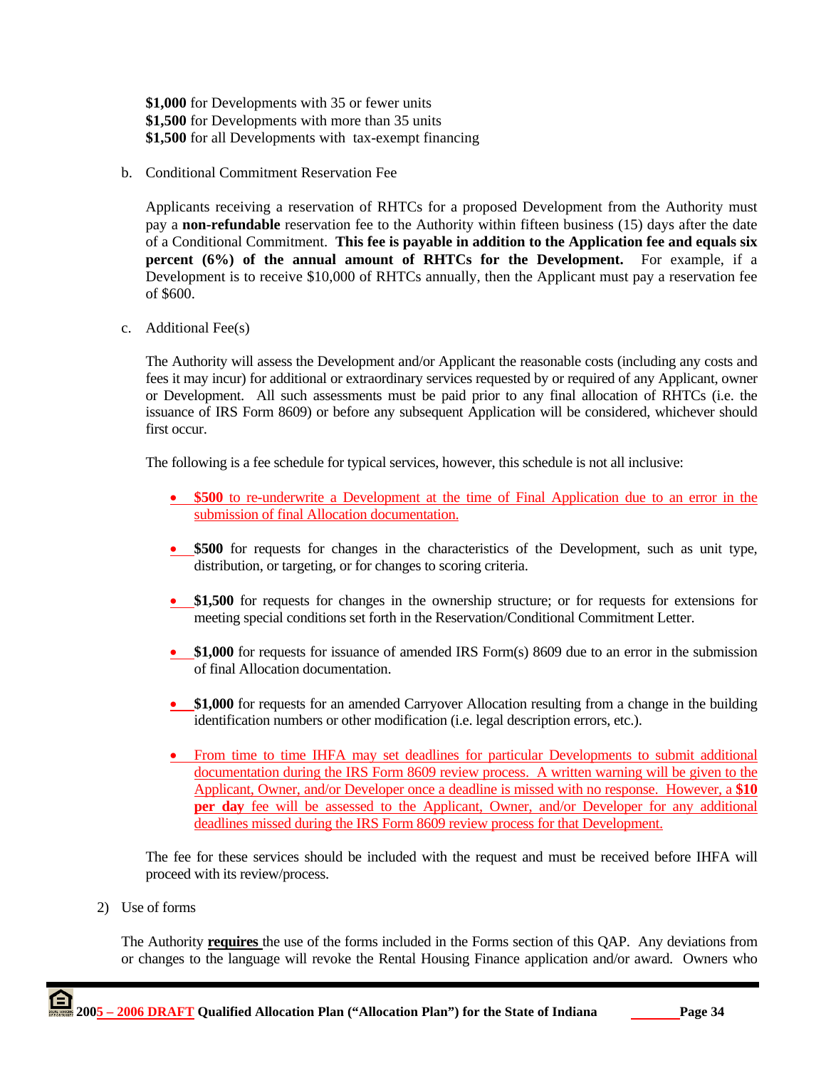**$1,000** for Developments with 35 or fewer units
**$1,500** for Developments with more than 35 units
**$1,500** for all Developments with tax-exempt financing

b. Conditional Commitment Reservation Fee

Applicants receiving a reservation of RHTCs for a proposed Development from the Authority must pay a **non-refundable** reservation fee to the Authority within fifteen business (15) days after the date of a Conditional Commitment. **This fee is payable in addition to the Application fee and equals six percent (6%) of the annual amount of RHTCs for the Development.** For example, if a Development is to receive $10,000 of RHTCs annually, then the Applicant must pay a reservation fee of $600.

c. Additional Fee(s)

The Authority will assess the Development and/or Applicant the reasonable costs (including any costs and fees it may incur) for additional or extraordinary services requested by or required of any Applicant, owner or Development. All such assessments must be paid prior to any final allocation of RHTCs (i.e. the issuance of IRS Form 8609) or before any subsequent Application will be considered, whichever should first occur.

The following is a fee schedule for typical services, however, this schedule is not all inclusive:

- **$500** to re-underwrite a Development at the time of Final Application due to an error in the submission of final Allocation documentation.
- **$500** for requests for changes in the characteristics of the Development, such as unit type, distribution, or targeting, or for changes to scoring criteria.
- **$1,500** for requests for changes in the ownership structure; or for requests for extensions for meeting special conditions set forth in the Reservation/Conditional Commitment Letter.
- **$1,000** for requests for issuance of amended IRS Form(s) 8609 due to an error in the submission of final Allocation documentation.
- **$1,000** for requests for an amended Carryover Allocation resulting from a change in the building identification numbers or other modification (i.e. legal description errors, etc.).
- From time to time IHFA may set deadlines for particular Developments to submit additional documentation during the IRS Form 8609 review process. A written warning will be given to the Applicant, Owner, and/or Developer once a deadline is missed with no response. However, a **$10 per day** fee will be assessed to the Applicant, Owner, and/or Developer for any additional deadlines missed during the IRS Form 8609 review process for that Development.

The fee for these services should be included with the request and must be received before IHFA will proceed with its review/process.

2) Use of forms

The Authority **requires** the use of the forms included in the Forms section of this QAP. Any deviations from or changes to the language will revoke the Rental Housing Finance application and/or award. Owners who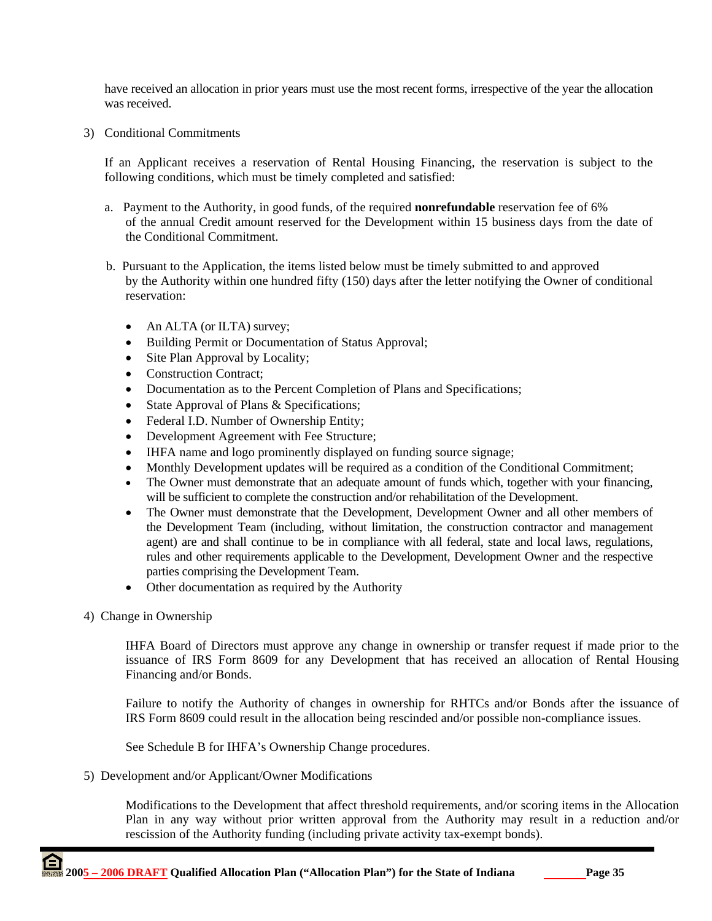have received an allocation in prior years must use the most recent forms, irrespective of the year the allocation was received.

3) Conditional Commitments

If an Applicant receives a reservation of Rental Housing Financing, the reservation is subject to the following conditions, which must be timely completed and satisfied:

a. Payment to the Authority, in good funds, of the required **nonrefundable** reservation fee of 6% of the annual Credit amount reserved for the Development within 15 business days from the date of the Conditional Commitment.

b. Pursuant to the Application, the items listed below must be timely submitted to and approved by the Authority within one hundred fifty (150) days after the letter notifying the Owner of conditional reservation:

- An ALTA (or ILTA) survey;
- Building Permit or Documentation of Status Approval;
- Site Plan Approval by Locality;
- Construction Contract;
- Documentation as to the Percent Completion of Plans and Specifications;
- State Approval of Plans & Specifications;
- Federal I.D. Number of Ownership Entity;
- Development Agreement with Fee Structure;
- IHFA name and logo prominently displayed on funding source signage;
- Monthly Development updates will be required as a condition of the Conditional Commitment;
- The Owner must demonstrate that an adequate amount of funds which, together with your financing, will be sufficient to complete the construction and/or rehabilitation of the Development.
- The Owner must demonstrate that the Development, Development Owner and all other members of the Development Team (including, without limitation, the construction contractor and management agent) are and shall continue to be in compliance with all federal, state and local laws, regulations, rules and other requirements applicable to the Development, Development Owner and the respective parties comprising the Development Team.
- Other documentation as required by the Authority

4) Change in Ownership

IHFA Board of Directors must approve any change in ownership or transfer request if made prior to the issuance of IRS Form 8609 for any Development that has received an allocation of Rental Housing Financing and/or Bonds.

Failure to notify the Authority of changes in ownership for RHTCs and/or Bonds after the issuance of IRS Form 8609 could result in the allocation being rescinded and/or possible non-compliance issues.

See Schedule B for IHFA's Ownership Change procedures.

5) Development and/or Applicant/Owner Modifications

Modifications to the Development that affect threshold requirements, and/or scoring items in the Allocation Plan in any way without prior written approval from the Authority may result in a reduction and/or rescission of the Authority funding (including private activity tax-exempt bonds).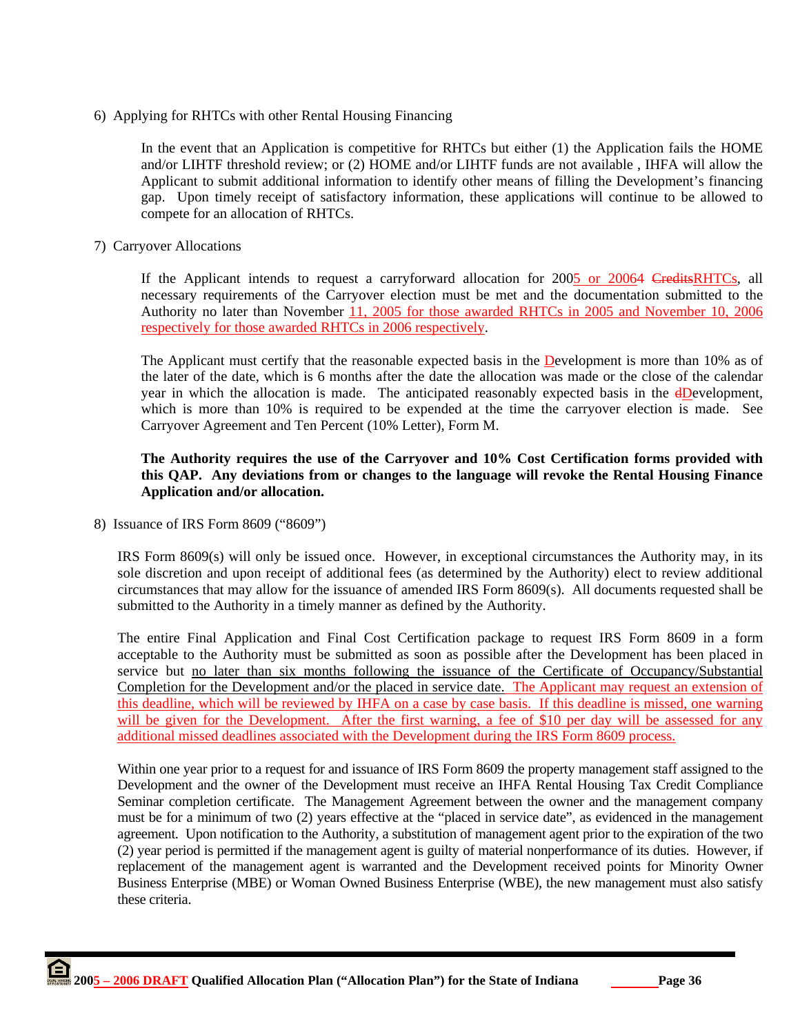6) Applying for RHTCs with other Rental Housing Financing

In the event that an Application is competitive for RHTCs but either (1) the Application fails the HOME and/or LIHTF threshold review; or (2) HOME and/or LIHTF funds are not available , IHFA will allow the Applicant to submit additional information to identify other means of filling the Development's financing gap. Upon timely receipt of satisfactory information, these applications will continue to be allowed to compete for an allocation of RHTCs.

7) Carryover Allocations

If the Applicant intends to request a carryforward allocation for 2005 or 20064 CreditsRHTCs, all necessary requirements of the Carryover election must be met and the documentation submitted to the Authority no later than November 11, 2005 for those awarded RHTCs in 2005 and November 10, 2006 respectively for those awarded RHTCs in 2006 respectively.

The Applicant must certify that the reasonable expected basis in the Development is more than 10% as of the later of the date, which is 6 months after the date the allocation was made or the close of the calendar year in which the allocation is made. The anticipated reasonably expected basis in the dDevelopment, which is more than 10% is required to be expended at the time the carryover election is made. See Carryover Agreement and Ten Percent (10% Letter), Form M.

**The Authority requires the use of the Carryover and 10% Cost Certification forms provided with this QAP. Any deviations from or changes to the language will revoke the Rental Housing Finance Application and/or allocation.**

8) Issuance of IRS Form 8609 ("8609")

IRS Form 8609(s) will only be issued once. However, in exceptional circumstances the Authority may, in its sole discretion and upon receipt of additional fees (as determined by the Authority) elect to review additional circumstances that may allow for the issuance of amended IRS Form 8609(s). All documents requested shall be submitted to the Authority in a timely manner as defined by the Authority.

The entire Final Application and Final Cost Certification package to request IRS Form 8609 in a form acceptable to the Authority must be submitted as soon as possible after the Development has been placed in service but no later than six months following the issuance of the Certificate of Occupancy/Substantial Completion for the Development and/or the placed in service date. The Applicant may request an extension of this deadline, which will be reviewed by IHFA on a case by case basis. If this deadline is missed, one warning will be given for the Development. After the first warning, a fee of $10 per day will be assessed for any additional missed deadlines associated with the Development during the IRS Form 8609 process.

Within one year prior to a request for and issuance of IRS Form 8609 the property management staff assigned to the Development and the owner of the Development must receive an IHFA Rental Housing Tax Credit Compliance Seminar completion certificate. The Management Agreement between the owner and the management company must be for a minimum of two (2) years effective at the "placed in service date", as evidenced in the management agreement. Upon notification to the Authority, a substitution of management agent prior to the expiration of the two (2) year period is permitted if the management agent is guilty of material nonperformance of its duties. However, if replacement of the management agent is warranted and the Development received points for Minority Owner Business Enterprise (MBE) or Woman Owned Business Enterprise (WBE), the new management must also satisfy these criteria.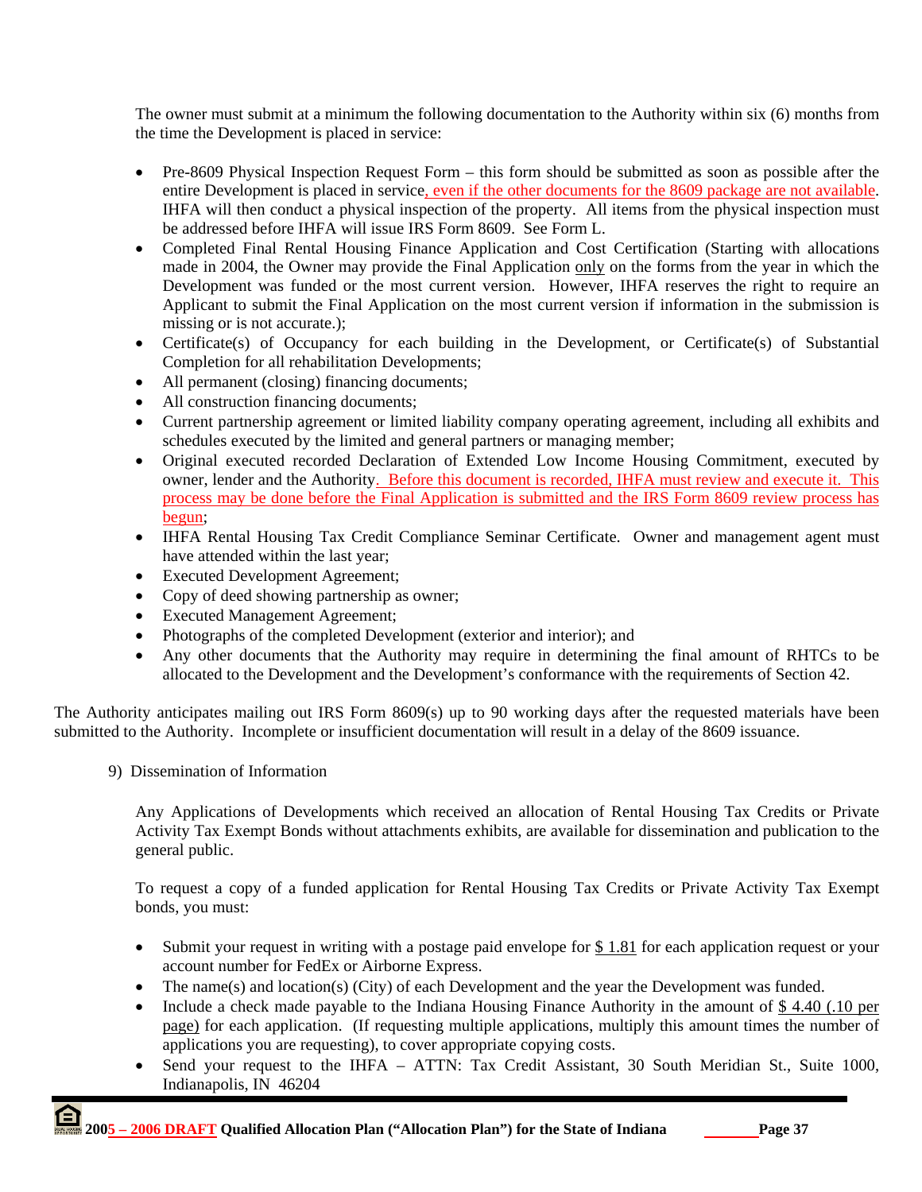The owner must submit at a minimum the following documentation to the Authority within six (6) months from the time the Development is placed in service:

- Pre-8609 Physical Inspection Request Form – this form should be submitted as soon as possible after the entire Development is placed in service, even if the other documents for the 8609 package are not available. IHFA will then conduct a physical inspection of the property. All items from the physical inspection must be addressed before IHFA will issue IRS Form 8609. See Form L.
- Completed Final Rental Housing Finance Application and Cost Certification (Starting with allocations made in 2004, the Owner may provide the Final Application only on the forms from the year in which the Development was funded or the most current version. However, IHFA reserves the right to require an Applicant to submit the Final Application on the most current version if information in the submission is missing or is not accurate.);
- Certificate(s) of Occupancy for each building in the Development, or Certificate(s) of Substantial Completion for all rehabilitation Developments;
- All permanent (closing) financing documents;
- All construction financing documents;
- Current partnership agreement or limited liability company operating agreement, including all exhibits and schedules executed by the limited and general partners or managing member;
- Original executed recorded Declaration of Extended Low Income Housing Commitment, executed by owner, lender and the Authority. Before this document is recorded, IHFA must review and execute it. This process may be done before the Final Application is submitted and the IRS Form 8609 review process has begun;
- IHFA Rental Housing Tax Credit Compliance Seminar Certificate. Owner and management agent must have attended within the last year;
- Executed Development Agreement;
- Copy of deed showing partnership as owner;
- Executed Management Agreement;
- Photographs of the completed Development (exterior and interior); and
- Any other documents that the Authority may require in determining the final amount of RHTCs to be allocated to the Development and the Development's conformance with the requirements of Section 42.

The Authority anticipates mailing out IRS Form 8609(s) up to 90 working days after the requested materials have been submitted to the Authority. Incomplete or insufficient documentation will result in a delay of the 8609 issuance.

9) Dissemination of Information

Any Applications of Developments which received an allocation of Rental Housing Tax Credits or Private Activity Tax Exempt Bonds without attachments exhibits, are available for dissemination and publication to the general public.

To request a copy of a funded application for Rental Housing Tax Credits or Private Activity Tax Exempt bonds, you must:

- Submit your request in writing with a postage paid envelope for $ 1.81 for each application request or your account number for FedEx or Airborne Express.
- The name(s) and location(s) (City) of each Development and the year the Development was funded.
- Include a check made payable to the Indiana Housing Finance Authority in the amount of $ 4.40 (.10 per page) for each application. (If requesting multiple applications, multiply this amount times the number of applications you are requesting), to cover appropriate copying costs.
- Send your request to the IHFA – ATTN: Tax Credit Assistant, 30 South Meridian St., Suite 1000, Indianapolis, IN 46204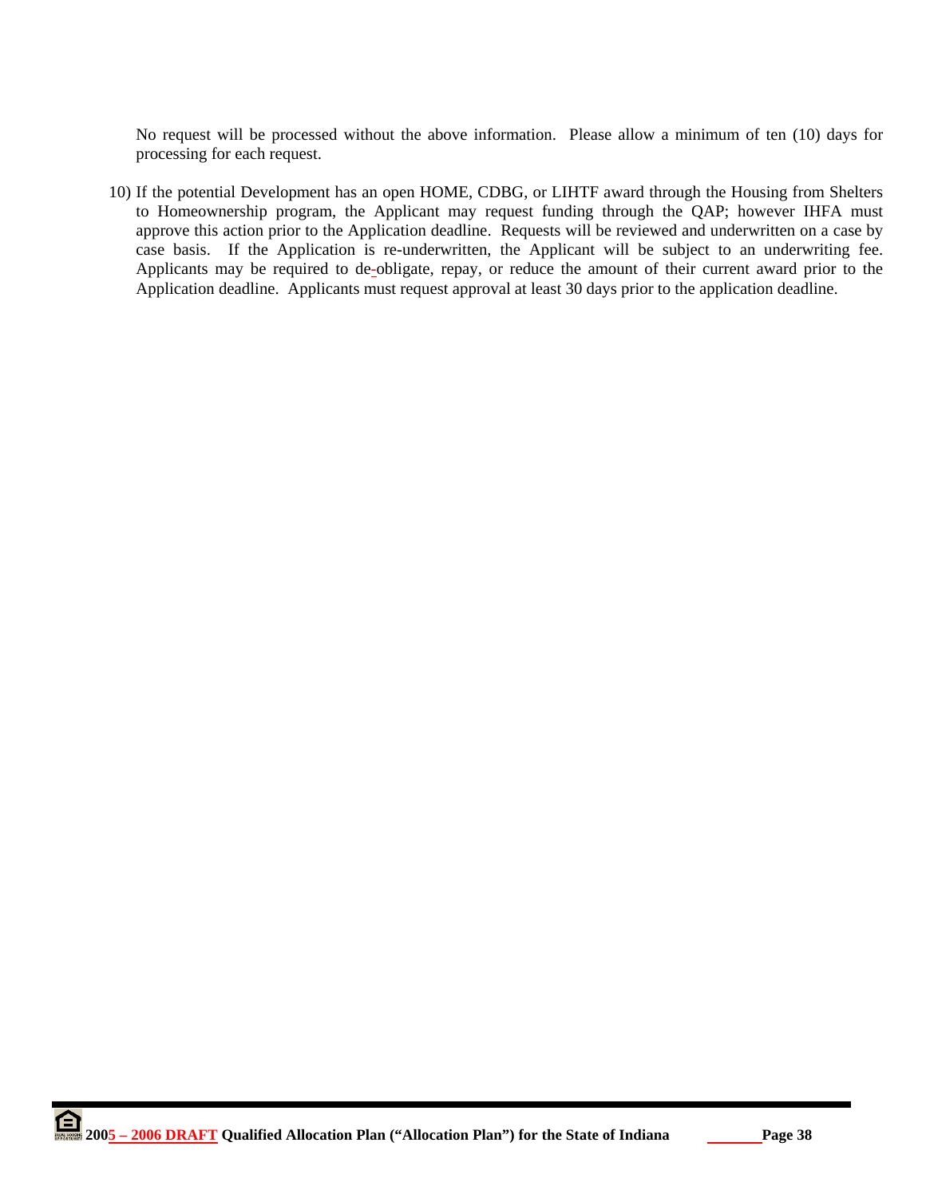No request will be processed without the above information. Please allow a minimum of ten (10) days for processing for each request.

10) If the potential Development has an open HOME, CDBG, or LIHTF award through the Housing from Shelters to Homeownership program, the Applicant may request funding through the QAP; however IHFA must approve this action prior to the Application deadline. Requests will be reviewed and underwritten on a case by case basis. If the Application is re-underwritten, the Applicant will be subject to an underwriting fee. Applicants may be required to de-obligate, repay, or reduce the amount of their current award prior to the Application deadline. Applicants must request approval at least 30 days prior to the application deadline.